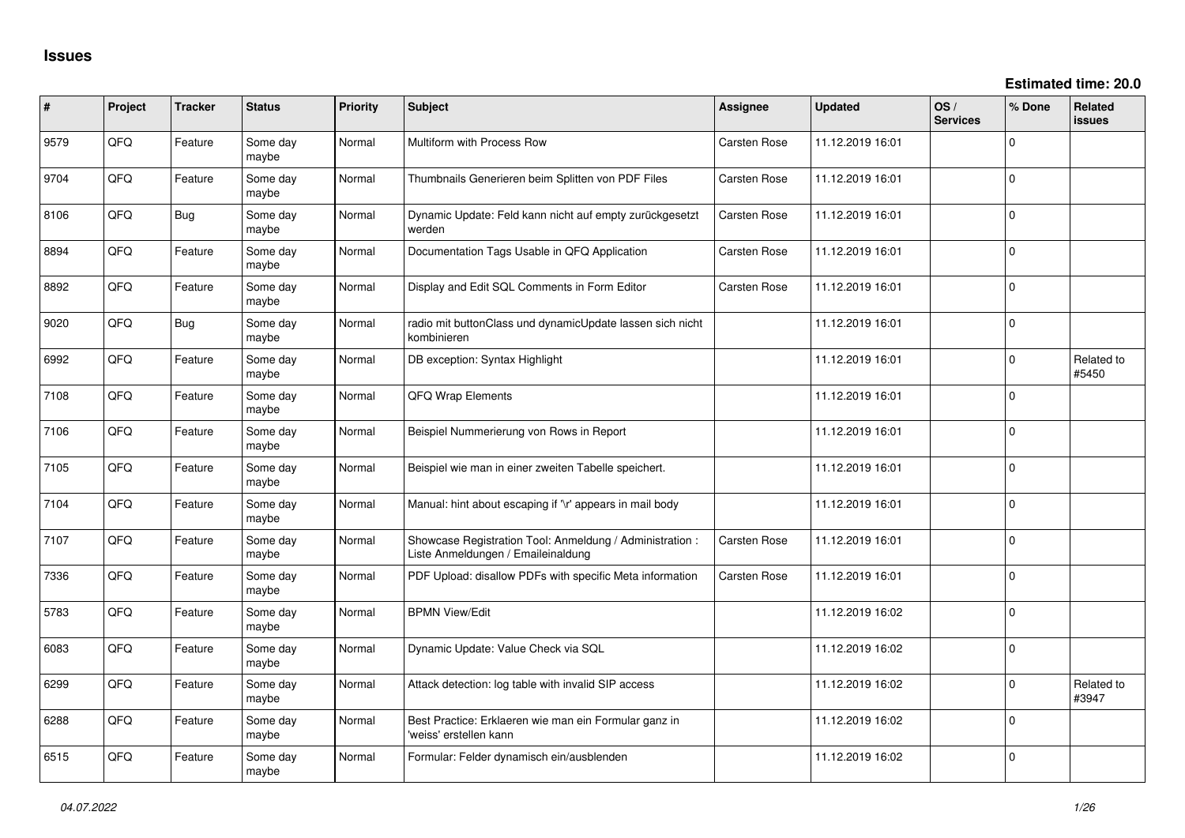# Issues

**Estimated time: 20.0**

| # | Project | Tracker | Status | Priority | Subject | Assignee | Updated | OS / Services | % Done | Related issues |
|---|---|---|---|---|---|---|---|---|---|---|
| 9579 | QFQ | Feature | Some day maybe | Normal | Multiform with Process Row | Carsten Rose | 11.12.2019 16:01 | | 0 | |
| 9704 | QFQ | Feature | Some day maybe | Normal | Thumbnails Generieren beim Splitten von PDF Files | Carsten Rose | 11.12.2019 16:01 | | 0 | |
| 8106 | QFQ | Bug | Some day maybe | Normal | Dynamic Update: Feld kann nicht auf empty zurückgesetzt werden | Carsten Rose | 11.12.2019 16:01 | | 0 | |
| 8894 | QFQ | Feature | Some day maybe | Normal | Documentation Tags Usable in QFQ Application | Carsten Rose | 11.12.2019 16:01 | | 0 | |
| 8892 | QFQ | Feature | Some day maybe | Normal | Display and Edit SQL Comments in Form Editor | Carsten Rose | 11.12.2019 16:01 | | 0 | |
| 9020 | QFQ | Bug | Some day maybe | Normal | radio mit buttonClass und dynamicUpdate lassen sich nicht kombinieren | | 11.12.2019 16:01 | | 0 | |
| 6992 | QFQ | Feature | Some day maybe | Normal | DB exception: Syntax Highlight | | 11.12.2019 16:01 | | 0 | Related to #5450 |
| 7108 | QFQ | Feature | Some day maybe | Normal | QFQ Wrap Elements | | 11.12.2019 16:01 | | 0 | |
| 7106 | QFQ | Feature | Some day maybe | Normal | Beispiel Nummerierung von Rows in Report | | 11.12.2019 16:01 | | 0 | |
| 7105 | QFQ | Feature | Some day maybe | Normal | Beispiel wie man in einer zweiten Tabelle speichert. | | 11.12.2019 16:01 | | 0 | |
| 7104 | QFQ | Feature | Some day maybe | Normal | Manual: hint about escaping if '\r' appears in mail body | | 11.12.2019 16:01 | | 0 | |
| 7107 | QFQ | Feature | Some day maybe | Normal | Showcase Registration Tool: Anmeldung / Administration : Liste Anmeldungen / Emaileinaldung | Carsten Rose | 11.12.2019 16:01 | | 0 | |
| 7336 | QFQ | Feature | Some day maybe | Normal | PDF Upload: disallow PDFs with specific Meta information | Carsten Rose | 11.12.2019 16:01 | | 0 | |
| 5783 | QFQ | Feature | Some day maybe | Normal | BPMN View/Edit | | 11.12.2019 16:02 | | 0 | |
| 6083 | QFQ | Feature | Some day maybe | Normal | Dynamic Update: Value Check via SQL | | 11.12.2019 16:02 | | 0 | |
| 6299 | QFQ | Feature | Some day maybe | Normal | Attack detection: log table with invalid SIP access | | 11.12.2019 16:02 | | 0 | Related to #3947 |
| 6288 | QFQ | Feature | Some day maybe | Normal | Best Practice: Erklaeren wie man ein Formular ganz in 'weiss' erstellen kann | | 11.12.2019 16:02 | | 0 | |
| 6515 | QFQ | Feature | Some day maybe | Normal | Formular: Felder dynamisch ein/ausblenden | | 11.12.2019 16:02 | | 0 | |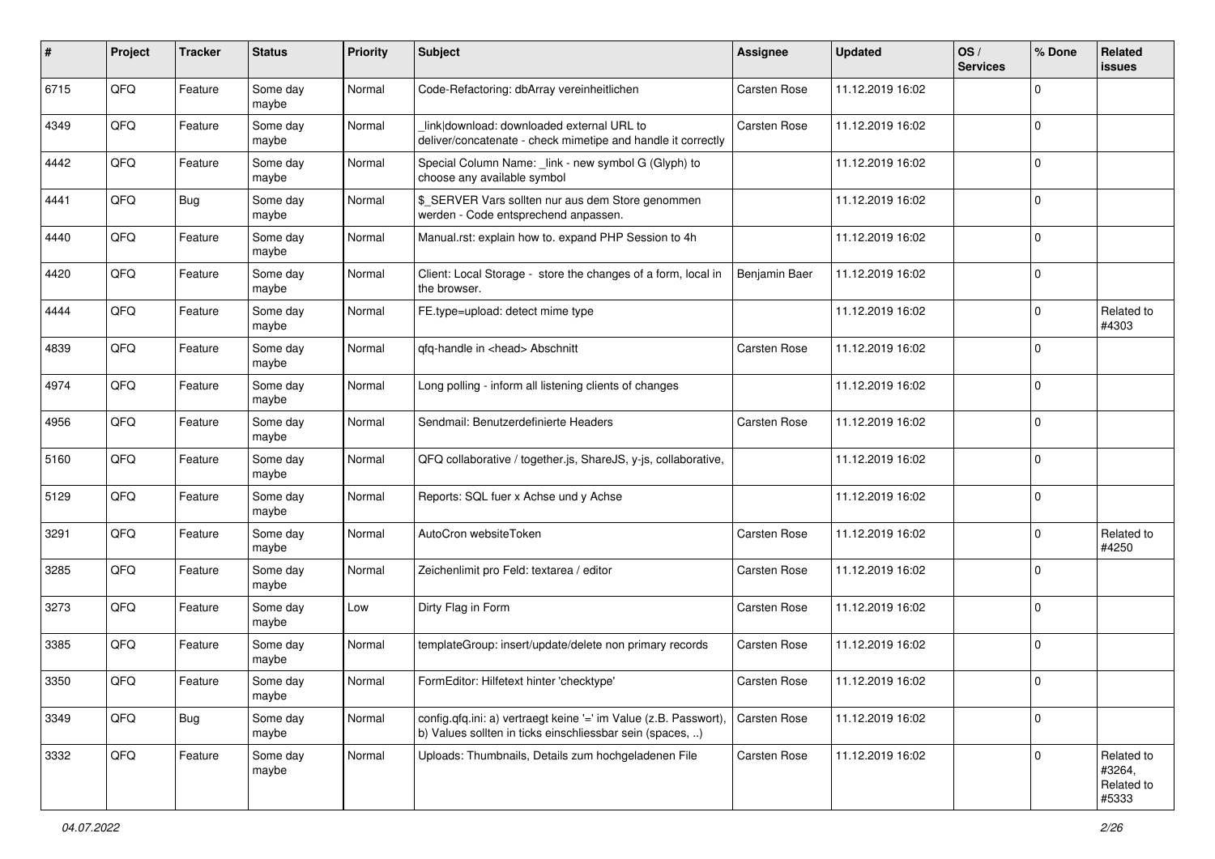| # | Project | Tracker | Status | Priority | Subject | Assignee | Updated | OS / Services | % Done | Related issues |
|---|---|---|---|---|---|---|---|---|---|---|
| 6715 | QFQ | Feature | Some day maybe | Normal | Code-Refactoring: dbArray vereinheitlichen | Carsten Rose | 11.12.2019 16:02 | | 0 | |
| 4349 | QFQ | Feature | Some day maybe | Normal | _link\|download: downloaded external URL to deliver/concatenate - check mimetipe and handle it correctly | Carsten Rose | 11.12.2019 16:02 | | 0 | |
| 4442 | QFQ | Feature | Some day maybe | Normal | Special Column Name: _link - new symbol G (Glyph) to choose any available symbol | | 11.12.2019 16:02 | | 0 | |
| 4441 | QFQ | Bug | Some day maybe | Normal | $_SERVER Vars sollten nur aus dem Store genommen werden - Code entsprechend anpassen. | | 11.12.2019 16:02 | | 0 | |
| 4440 | QFQ | Feature | Some day maybe | Normal | Manual.rst: explain how to. expand PHP Session to 4h | | 11.12.2019 16:02 | | 0 | |
| 4420 | QFQ | Feature | Some day maybe | Normal | Client: Local Storage - store the changes of a form, local in the browser. | Benjamin Baer | 11.12.2019 16:02 | | 0 | |
| 4444 | QFQ | Feature | Some day maybe | Normal | FE.type=upload: detect mime type | | 11.12.2019 16:02 | | 0 | Related to #4303 |
| 4839 | QFQ | Feature | Some day maybe | Normal | qfq-handle in <head> Abschnitt | Carsten Rose | 11.12.2019 16:02 | | 0 | |
| 4974 | QFQ | Feature | Some day maybe | Normal | Long polling - inform all listening clients of changes | | 11.12.2019 16:02 | | 0 | |
| 4956 | QFQ | Feature | Some day maybe | Normal | Sendmail: Benutzerdefinierte Headers | Carsten Rose | 11.12.2019 16:02 | | 0 | |
| 5160 | QFQ | Feature | Some day maybe | Normal | QFQ collaborative / together.js, ShareJS, y-js, collaborative, | | 11.12.2019 16:02 | | 0 | |
| 5129 | QFQ | Feature | Some day maybe | Normal | Reports: SQL fuer x Achse und y Achse | | 11.12.2019 16:02 | | 0 | |
| 3291 | QFQ | Feature | Some day maybe | Normal | AutoCron websiteToken | Carsten Rose | 11.12.2019 16:02 | | 0 | Related to #4250 |
| 3285 | QFQ | Feature | Some day maybe | Normal | Zeichenlimit pro Feld: textarea / editor | Carsten Rose | 11.12.2019 16:02 | | 0 | |
| 3273 | QFQ | Feature | Some day maybe | Low | Dirty Flag in Form | Carsten Rose | 11.12.2019 16:02 | | 0 | |
| 3385 | QFQ | Feature | Some day maybe | Normal | templateGroup: insert/update/delete non primary records | Carsten Rose | 11.12.2019 16:02 | | 0 | |
| 3350 | QFQ | Feature | Some day maybe | Normal | FormEditor: Hilfetext hinter 'checktype' | Carsten Rose | 11.12.2019 16:02 | | 0 | |
| 3349 | QFQ | Bug | Some day maybe | Normal | config.qfq.ini: a) vertraegt keine '=' im Value (z.B. Passwort), b) Values sollten in ticks einschliessbar sein (spaces, ..) | Carsten Rose | 11.12.2019 16:02 | | 0 | |
| 3332 | QFQ | Feature | Some day maybe | Normal | Uploads: Thumbnails, Details zum hochgeladenen File | Carsten Rose | 11.12.2019 16:02 | | 0 | Related to #3264, Related to #5333 |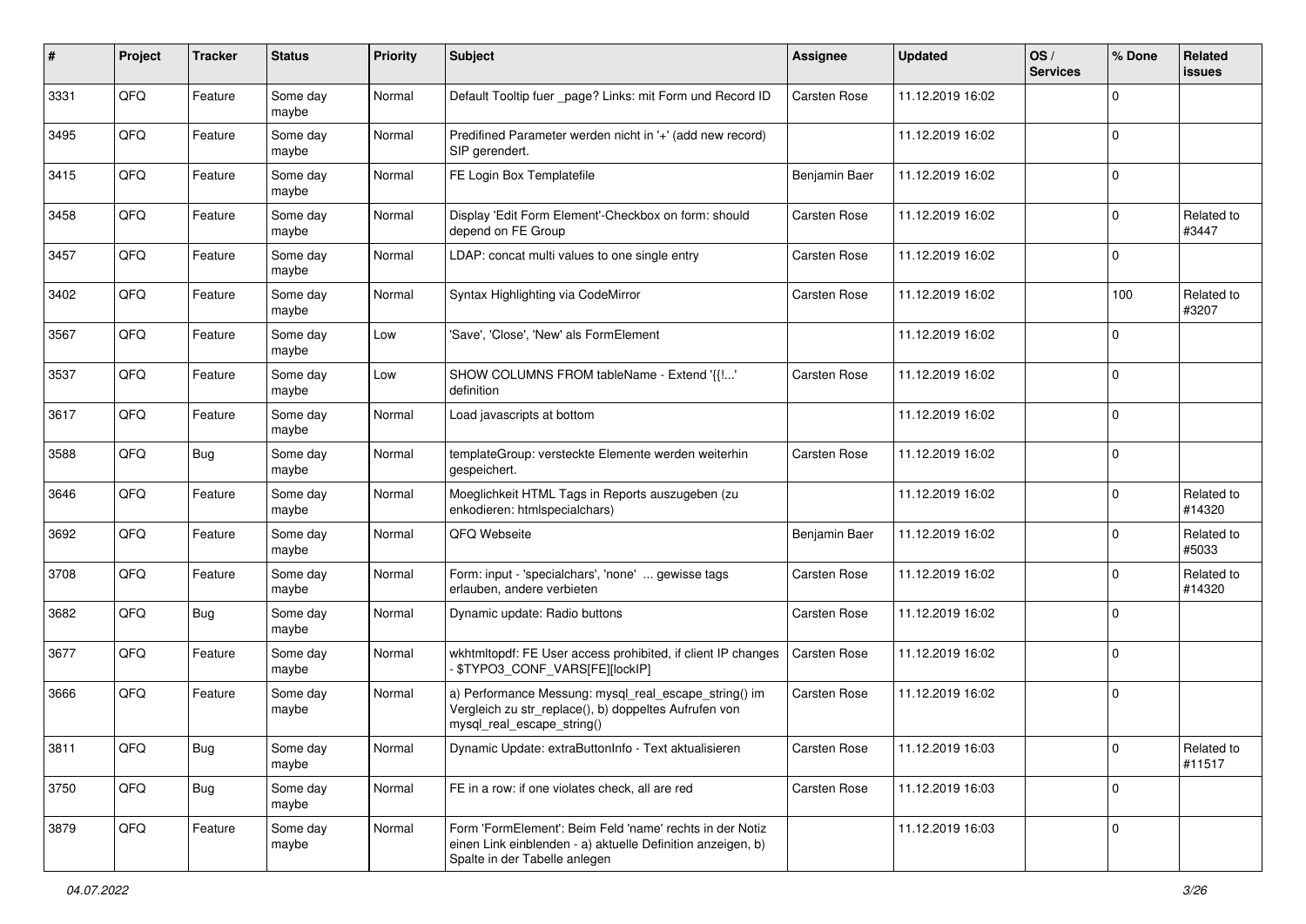| # | Project | Tracker | Status | Priority | Subject | Assignee | Updated | OS / Services | % Done | Related issues |
|---|---|---|---|---|---|---|---|---|---|---|
| 3331 | QFQ | Feature | Some day maybe | Normal | Default Tooltip fuer _page? Links: mit Form und Record ID | Carsten Rose | 11.12.2019 16:02 | | 0 | |
| 3495 | QFQ | Feature | Some day maybe | Normal | Predifined Parameter werden nicht in '+' (add new record) SIP gerendert. | | 11.12.2019 16:02 | | 0 | |
| 3415 | QFQ | Feature | Some day maybe | Normal | FE Login Box Templatefile | Benjamin Baer | 11.12.2019 16:02 | | 0 | |
| 3458 | QFQ | Feature | Some day maybe | Normal | Display 'Edit Form Element'-Checkbox on form: should depend on FE Group | Carsten Rose | 11.12.2019 16:02 | | 0 | Related to #3447 |
| 3457 | QFQ | Feature | Some day maybe | Normal | LDAP: concat multi values to one single entry | Carsten Rose | 11.12.2019 16:02 | | 0 | |
| 3402 | QFQ | Feature | Some day maybe | Normal | Syntax Highlighting via CodeMirror | Carsten Rose | 11.12.2019 16:02 | | 100 | Related to #3207 |
| 3567 | QFQ | Feature | Some day maybe | Low | 'Save', 'Close', 'New' als FormElement | | 11.12.2019 16:02 | | 0 | |
| 3537 | QFQ | Feature | Some day maybe | Low | SHOW COLUMNS FROM tableName - Extend '{{!...' definition | Carsten Rose | 11.12.2019 16:02 | | 0 | |
| 3617 | QFQ | Feature | Some day maybe | Normal | Load javascripts at bottom | | 11.12.2019 16:02 | | 0 | |
| 3588 | QFQ | Bug | Some day maybe | Normal | templateGroup: versteckte Elemente werden weiterhin gespeichert. | Carsten Rose | 11.12.2019 16:02 | | 0 | |
| 3646 | QFQ | Feature | Some day maybe | Normal | Moeglichkeit HTML Tags in Reports auszugeben (zu enkodieren: htmlspecialchars) | | 11.12.2019 16:02 | | 0 | Related to #14320 |
| 3692 | QFQ | Feature | Some day maybe | Normal | QFQ Webseite | Benjamin Baer | 11.12.2019 16:02 | | 0 | Related to #5033 |
| 3708 | QFQ | Feature | Some day maybe | Normal | Form: input - 'specialchars', 'none' ... gewisse tags erlauben, andere verbieten | Carsten Rose | 11.12.2019 16:02 | | 0 | Related to #14320 |
| 3682 | QFQ | Bug | Some day maybe | Normal | Dynamic update: Radio buttons | Carsten Rose | 11.12.2019 16:02 | | 0 | |
| 3677 | QFQ | Feature | Some day maybe | Normal | wkhtmltopdf: FE User access prohibited, if client IP changes - $TYPO3_CONF_VARS[FE][lockIP] | Carsten Rose | 11.12.2019 16:02 | | 0 | |
| 3666 | QFQ | Feature | Some day maybe | Normal | a) Performance Messung: mysql_real_escape_string() im Vergleich zu str_replace(), b) doppeltes Aufrufen von mysql_real_escape_string() | Carsten Rose | 11.12.2019 16:02 | | 0 | |
| 3811 | QFQ | Bug | Some day maybe | Normal | Dynamic Update: extraButtonInfo - Text aktualisieren | Carsten Rose | 11.12.2019 16:03 | | 0 | Related to #11517 |
| 3750 | QFQ | Bug | Some day maybe | Normal | FE in a row: if one violates check, all are red | Carsten Rose | 11.12.2019 16:03 | | 0 | |
| 3879 | QFQ | Feature | Some day maybe | Normal | Form 'FormElement': Beim Feld 'name' rechts in der Notiz einen Link einblenden - a) aktuelle Definition anzeigen, b) Spalte in der Tabelle anlegen | | 11.12.2019 16:03 | | 0 | |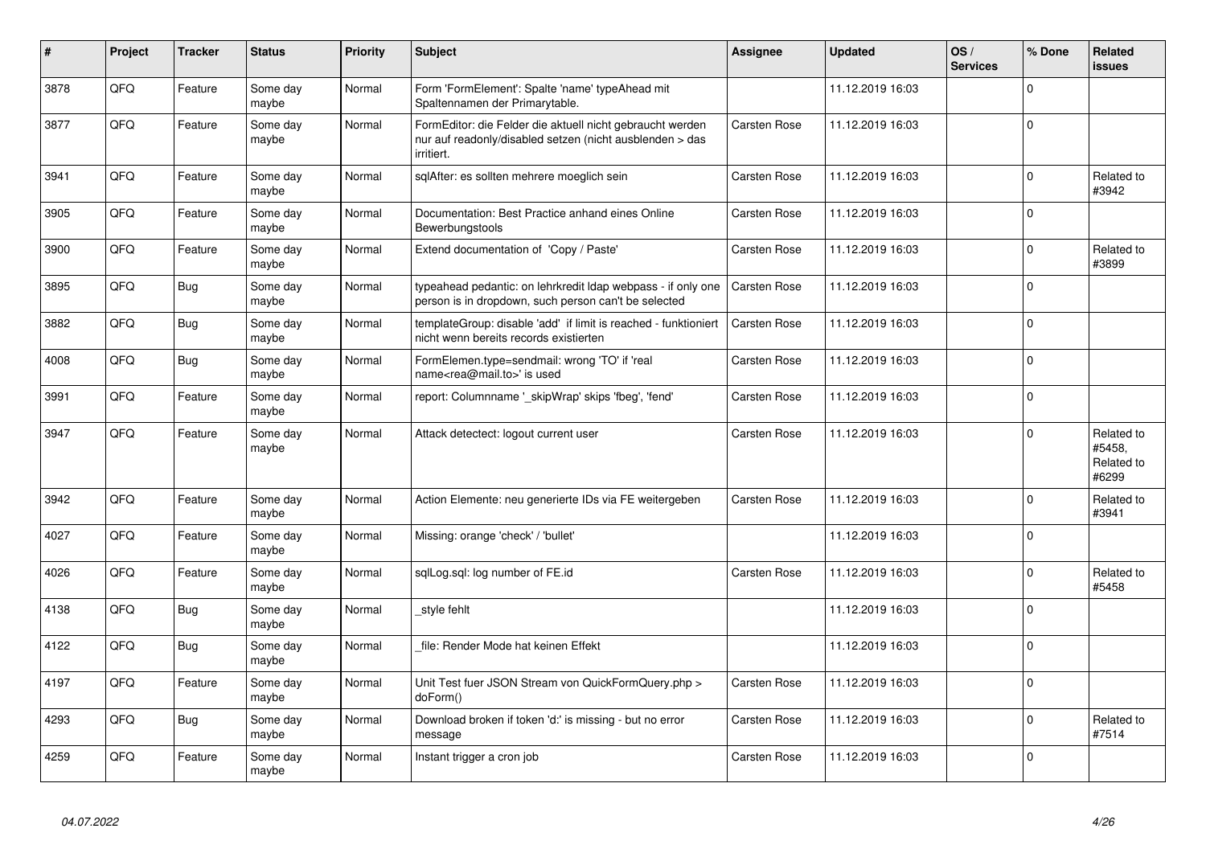| # | Project | Tracker | Status | Priority | Subject | Assignee | Updated | OS / Services | % Done | Related issues |
|---|---|---|---|---|---|---|---|---|---|---|
| 3878 | QFQ | Feature | Some day maybe | Normal | Form 'FormElement': Spalte 'name' typeAhead mit Spaltennamen der Primarytable. | | 11.12.2019 16:03 | | 0 | |
| 3877 | QFQ | Feature | Some day maybe | Normal | FormEditor: die Felder die aktuell nicht gebraucht werden nur auf readonly/disabled setzen (nicht ausblenden > das irritiert. | Carsten Rose | 11.12.2019 16:03 | | 0 | |
| 3941 | QFQ | Feature | Some day maybe | Normal | sqlAfter: es sollten mehrere moeglich sein | Carsten Rose | 11.12.2019 16:03 | | 0 | Related to #3942 |
| 3905 | QFQ | Feature | Some day maybe | Normal | Documentation: Best Practice anhand eines Online Bewerbungstools | Carsten Rose | 11.12.2019 16:03 | | 0 | |
| 3900 | QFQ | Feature | Some day maybe | Normal | Extend documentation of 'Copy / Paste' | Carsten Rose | 11.12.2019 16:03 | | 0 | Related to #3899 |
| 3895 | QFQ | Bug | Some day maybe | Normal | typeahead pedantic: on lehrkredit ldap webpass - if only one person is in dropdown, such person can't be selected | Carsten Rose | 11.12.2019 16:03 | | 0 | |
| 3882 | QFQ | Bug | Some day maybe | Normal | templateGroup: disable 'add' if limit is reached - funktioniert nicht wenn bereits records existierten | Carsten Rose | 11.12.2019 16:03 | | 0 | |
| 4008 | QFQ | Bug | Some day maybe | Normal | FormElemen.type=sendmail: wrong 'TO' if 'real name<rea@mail.to>' is used | Carsten Rose | 11.12.2019 16:03 | | 0 | |
| 3991 | QFQ | Feature | Some day maybe | Normal | report: Columnname '_skipWrap' skips 'fbeg', 'fend' | Carsten Rose | 11.12.2019 16:03 | | 0 | |
| 3947 | QFQ | Feature | Some day maybe | Normal | Attack detectect: logout current user | Carsten Rose | 11.12.2019 16:03 | | 0 | Related to #5458, Related to #6299 |
| 3942 | QFQ | Feature | Some day maybe | Normal | Action Elemente: neu generierte IDs via FE weitergeben | Carsten Rose | 11.12.2019 16:03 | | 0 | Related to #3941 |
| 4027 | QFQ | Feature | Some day maybe | Normal | Missing: orange 'check' / 'bullet' | | 11.12.2019 16:03 | | 0 | |
| 4026 | QFQ | Feature | Some day maybe | Normal | sqlLog.sql: log number of FE.id | Carsten Rose | 11.12.2019 16:03 | | 0 | Related to #5458 |
| 4138 | QFQ | Bug | Some day maybe | Normal | _style fehlt | | 11.12.2019 16:03 | | 0 | |
| 4122 | QFQ | Bug | Some day maybe | Normal | _file: Render Mode hat keinen Effekt | | 11.12.2019 16:03 | | 0 | |
| 4197 | QFQ | Feature | Some day maybe | Normal | Unit Test fuer JSON Stream von QuickFormQuery.php > doForm() | Carsten Rose | 11.12.2019 16:03 | | 0 | |
| 4293 | QFQ | Bug | Some day maybe | Normal | Download broken if token 'd:' is missing - but no error message | Carsten Rose | 11.12.2019 16:03 | | 0 | Related to #7514 |
| 4259 | QFQ | Feature | Some day maybe | Normal | Instant trigger a cron job | Carsten Rose | 11.12.2019 16:03 | | 0 | |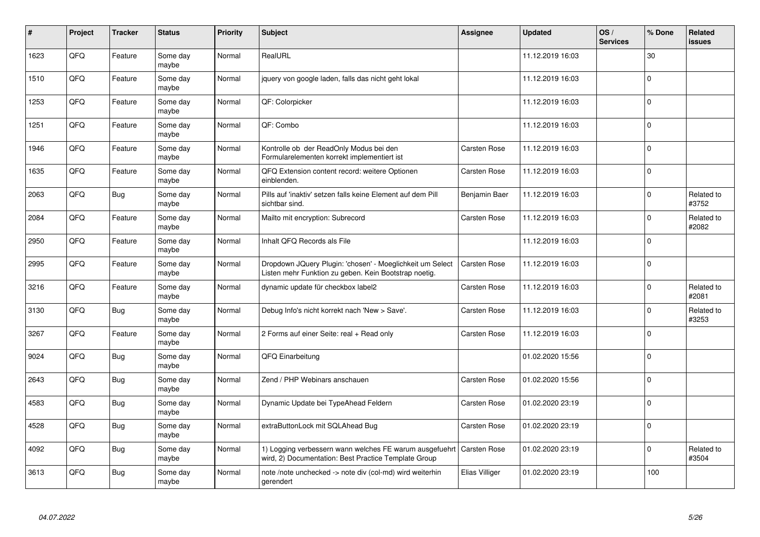| # | Project | Tracker | Status | Priority | Subject | Assignee | Updated | OS / Services | % Done | Related issues |
|---|---|---|---|---|---|---|---|---|---|---|
| 1623 | QFQ | Feature | Some day maybe | Normal | RealURL | | 11.12.2019 16:03 | | 30 | |
| 1510 | QFQ | Feature | Some day maybe | Normal | jquery von google laden, falls das nicht geht lokal | | 11.12.2019 16:03 | | 0 | |
| 1253 | QFQ | Feature | Some day maybe | Normal | QF: Colorpicker | | 11.12.2019 16:03 | | 0 | |
| 1251 | QFQ | Feature | Some day maybe | Normal | QF: Combo | | 11.12.2019 16:03 | | 0 | |
| 1946 | QFQ | Feature | Some day maybe | Normal | Kontrolle ob der ReadOnly Modus bei den Formularelementen korrekt implementiert ist | Carsten Rose | 11.12.2019 16:03 | | 0 | |
| 1635 | QFQ | Feature | Some day maybe | Normal | QFQ Extension content record: weitere Optionen einblenden. | Carsten Rose | 11.12.2019 16:03 | | 0 | |
| 2063 | QFQ | Bug | Some day maybe | Normal | Pills auf 'inaktiv' setzen falls keine Element auf dem Pill sichtbar sind. | Benjamin Baer | 11.12.2019 16:03 | | 0 | Related to #3752 |
| 2084 | QFQ | Feature | Some day maybe | Normal | Mailto mit encryption: Subrecord | Carsten Rose | 11.12.2019 16:03 | | 0 | Related to #2082 |
| 2950 | QFQ | Feature | Some day maybe | Normal | Inhalt QFQ Records als File | | 11.12.2019 16:03 | | 0 | |
| 2995 | QFQ | Feature | Some day maybe | Normal | Dropdown JQuery Plugin: 'chosen' - Moeglichkeit um Select Listen mehr Funktion zu geben. Kein Bootstrap noetig. | Carsten Rose | 11.12.2019 16:03 | | 0 | |
| 3216 | QFQ | Feature | Some day maybe | Normal | dynamic update für checkbox label2 | Carsten Rose | 11.12.2019 16:03 | | 0 | Related to #2081 |
| 3130 | QFQ | Bug | Some day maybe | Normal | Debug Info's nicht korrekt nach 'New > Save'. | Carsten Rose | 11.12.2019 16:03 | | 0 | Related to #3253 |
| 3267 | QFQ | Feature | Some day maybe | Normal | 2 Forms auf einer Seite: real + Read only | Carsten Rose | 11.12.2019 16:03 | | 0 | |
| 9024 | QFQ | Bug | Some day maybe | Normal | QFQ Einarbeitung | | 01.02.2020 15:56 | | 0 | |
| 2643 | QFQ | Bug | Some day maybe | Normal | Zend / PHP Webinars anschauen | Carsten Rose | 01.02.2020 15:56 | | 0 | |
| 4583 | QFQ | Bug | Some day maybe | Normal | Dynamic Update bei TypeAhead Feldern | Carsten Rose | 01.02.2020 23:19 | | 0 | |
| 4528 | QFQ | Bug | Some day maybe | Normal | extraButtonLock mit SQLAhead Bug | Carsten Rose | 01.02.2020 23:19 | | 0 | |
| 4092 | QFQ | Bug | Some day maybe | Normal | 1) Logging verbessern wann welches FE warum ausgefuehrt wird, 2) Documentation: Best Practice Template Group | Carsten Rose | 01.02.2020 23:19 | | 0 | Related to #3504 |
| 3613 | QFQ | Bug | Some day maybe | Normal | note /note unchecked -> note div (col-md) wird weiterhin gerendert | Elias Villiger | 01.02.2020 23:19 | | 100 | |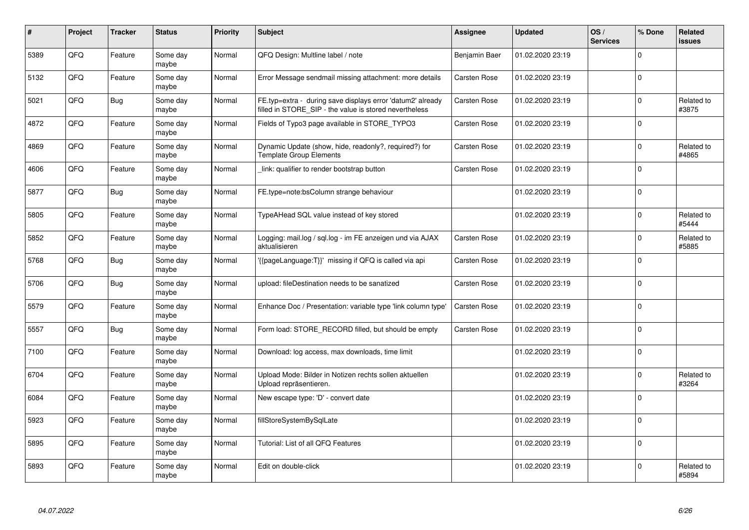| # | Project | Tracker | Status | Priority | Subject | Assignee | Updated | OS / Services | % Done | Related issues |
|---|---|---|---|---|---|---|---|---|---|---|
| 5389 | QFQ | Feature | Some day maybe | Normal | QFQ Design: Multline label / note | Benjamin Baer | 01.02.2020 23:19 | | 0 | |
| 5132 | QFQ | Feature | Some day maybe | Normal | Error Message sendmail missing attachment: more details | Carsten Rose | 01.02.2020 23:19 | | 0 | |
| 5021 | QFQ | Bug | Some day maybe | Normal | FE.typ=extra - during save displays error 'datum2' already filled in STORE_SIP - the value is stored nevertheless | Carsten Rose | 01.02.2020 23:19 | | 0 | Related to #3875 |
| 4872 | QFQ | Feature | Some day maybe | Normal | Fields of Typo3 page available in STORE_TYPO3 | Carsten Rose | 01.02.2020 23:19 | | 0 | |
| 4869 | QFQ | Feature | Some day maybe | Normal | Dynamic Update (show, hide, readonly?, required?) for Template Group Elements | Carsten Rose | 01.02.2020 23:19 | | 0 | Related to #4865 |
| 4606 | QFQ | Feature | Some day maybe | Normal | _link: qualifier to render bootstrap button | Carsten Rose | 01.02.2020 23:19 | | 0 | |
| 5877 | QFQ | Bug | Some day maybe | Normal | FE.type=note:bsColumn strange behaviour | | 01.02.2020 23:19 | | 0 | |
| 5805 | QFQ | Feature | Some day maybe | Normal | TypeAHead SQL value instead of key stored | | 01.02.2020 23:19 | | 0 | Related to #5444 |
| 5852 | QFQ | Feature | Some day maybe | Normal | Logging: mail.log / sql.log - im FE anzeigen und via AJAX aktualisieren | Carsten Rose | 01.02.2020 23:19 | | 0 | Related to #5885 |
| 5768 | QFQ | Bug | Some day maybe | Normal | '{{pageLanguage:T}}' missing if QFQ is called via api | Carsten Rose | 01.02.2020 23:19 | | 0 | |
| 5706 | QFQ | Bug | Some day maybe | Normal | upload: fileDestination needs to be sanatized | Carsten Rose | 01.02.2020 23:19 | | 0 | |
| 5579 | QFQ | Feature | Some day maybe | Normal | Enhance Doc / Presentation: variable type 'link column type' | Carsten Rose | 01.02.2020 23:19 | | 0 | |
| 5557 | QFQ | Bug | Some day maybe | Normal | Form load: STORE_RECORD filled, but should be empty | Carsten Rose | 01.02.2020 23:19 | | 0 | |
| 7100 | QFQ | Feature | Some day maybe | Normal | Download: log access, max downloads, time limit | | 01.02.2020 23:19 | | 0 | |
| 6704 | QFQ | Feature | Some day maybe | Normal | Upload Mode: Bilder in Notizen rechts sollen aktuellen Upload repräsentieren. | | 01.02.2020 23:19 | | 0 | Related to #3264 |
| 6084 | QFQ | Feature | Some day maybe | Normal | New escape type: 'D' - convert date | | 01.02.2020 23:19 | | 0 | |
| 5923 | QFQ | Feature | Some day maybe | Normal | fillStoreSystemBySqlLate | | 01.02.2020 23:19 | | 0 | |
| 5895 | QFQ | Feature | Some day maybe | Normal | Tutorial: List of all QFQ Features | | 01.02.2020 23:19 | | 0 | |
| 5893 | QFQ | Feature | Some day maybe | Normal | Edit on double-click | | 01.02.2020 23:19 | | 0 | Related to #5894 |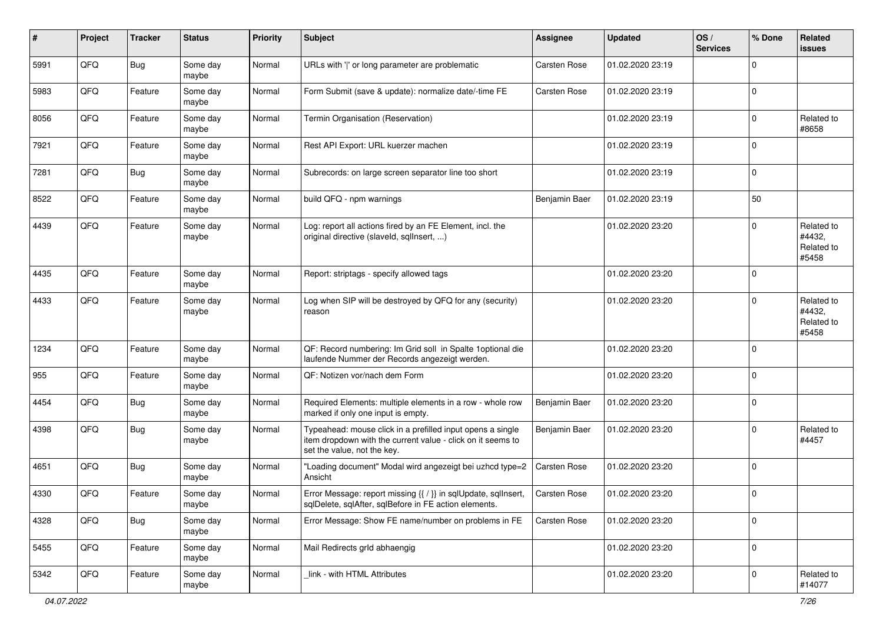| # | Project | Tracker | Status | Priority | Subject | Assignee | Updated | OS / Services | % Done | Related issues |
|---|---|---|---|---|---|---|---|---|---|---|
| 5991 | QFQ | Bug | Some day maybe | Normal | URLs with '\|' or long parameter are problematic | Carsten Rose | 01.02.2020 23:19 | | 0 | |
| 5983 | QFQ | Feature | Some day maybe | Normal | Form Submit (save & update): normalize date/-time FE | Carsten Rose | 01.02.2020 23:19 | | 0 | |
| 8056 | QFQ | Feature | Some day maybe | Normal | Termin Organisation (Reservation) | | 01.02.2020 23:19 | | 0 | Related to #8658 |
| 7921 | QFQ | Feature | Some day maybe | Normal | Rest API Export: URL kuerzer machen | | 01.02.2020 23:19 | | 0 | |
| 7281 | QFQ | Bug | Some day maybe | Normal | Subrecords: on large screen separator line too short | | 01.02.2020 23:19 | | 0 | |
| 8522 | QFQ | Feature | Some day maybe | Normal | build QFQ - npm warnings | Benjamin Baer | 01.02.2020 23:19 | | 50 | |
| 4439 | QFQ | Feature | Some day maybe | Normal | Log: report all actions fired by an FE Element, incl. the original directive (slaveId, sqlInsert, ...) | | 01.02.2020 23:20 | | 0 | Related to #4432, Related to #5458 |
| 4435 | QFQ | Feature | Some day maybe | Normal | Report: striptags - specify allowed tags | | 01.02.2020 23:20 | | 0 | |
| 4433 | QFQ | Feature | Some day maybe | Normal | Log when SIP will be destroyed by QFQ for any (security) reason | | 01.02.2020 23:20 | | 0 | Related to #4432, Related to #5458 |
| 1234 | QFQ | Feature | Some day maybe | Normal | QF: Record numbering: Im Grid soll in Spalte 1optional die laufende Nummer der Records angezeigt werden. | | 01.02.2020 23:20 | | 0 | |
| 955 | QFQ | Feature | Some day maybe | Normal | QF: Notizen vor/nach dem Form | | 01.02.2020 23:20 | | 0 | |
| 4454 | QFQ | Bug | Some day maybe | Normal | Required Elements: multiple elements in a row - whole row marked if only one input is empty. | Benjamin Baer | 01.02.2020 23:20 | | 0 | |
| 4398 | QFQ | Bug | Some day maybe | Normal | Typeahead: mouse click in a prefilled input opens a single item dropdown with the current value - click on it seems to set the value, not the key. | Benjamin Baer | 01.02.2020 23:20 | | 0 | Related to #4457 |
| 4651 | QFQ | Bug | Some day maybe | Normal | "Loading document" Modal wird angezeigt bei uzhcd type=2 Ansicht | Carsten Rose | 01.02.2020 23:20 | | 0 | |
| 4330 | QFQ | Feature | Some day maybe | Normal | Error Message: report missing {{ / }} in sqlUpdate, sqlInsert, sqlDelete, sqlAfter, sqlBefore in FE action elements. | Carsten Rose | 01.02.2020 23:20 | | 0 | |
| 4328 | QFQ | Bug | Some day maybe | Normal | Error Message: Show FE name/number on problems in FE | Carsten Rose | 01.02.2020 23:20 | | 0 | |
| 5455 | QFQ | Feature | Some day maybe | Normal | Mail Redirects grId abhaengig | | 01.02.2020 23:20 | | 0 | |
| 5342 | QFQ | Feature | Some day maybe | Normal | _link - with HTML Attributes | | 01.02.2020 23:20 | | 0 | Related to #14077 |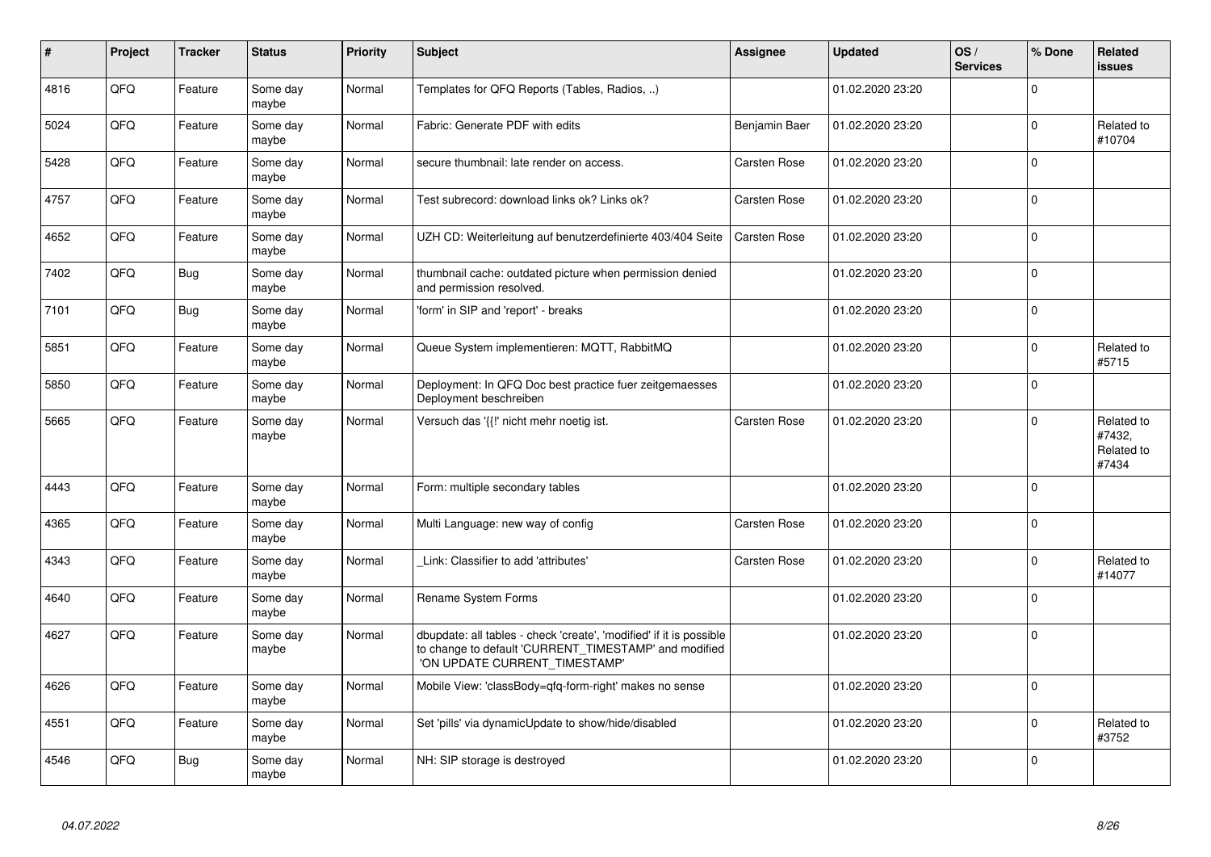| # | Project | Tracker | Status | Priority | Subject | Assignee | Updated | OS / Services | % Done | Related issues |
|---|---|---|---|---|---|---|---|---|---|---|
| 4816 | QFQ | Feature | Some day maybe | Normal | Templates for QFQ Reports (Tables, Radios, ..) | | 01.02.2020 23:20 | | 0 | |
| 5024 | QFQ | Feature | Some day maybe | Normal | Fabric: Generate PDF with edits | Benjamin Baer | 01.02.2020 23:20 | | 0 | Related to #10704 |
| 5428 | QFQ | Feature | Some day maybe | Normal | secure thumbnail: late render on access. | Carsten Rose | 01.02.2020 23:20 | | 0 | |
| 4757 | QFQ | Feature | Some day maybe | Normal | Test subrecord: download links ok? Links ok? | Carsten Rose | 01.02.2020 23:20 | | 0 | |
| 4652 | QFQ | Feature | Some day maybe | Normal | UZH CD: Weiterleitung auf benutzerdefinierte 403/404 Seite | Carsten Rose | 01.02.2020 23:20 | | 0 | |
| 7402 | QFQ | Bug | Some day maybe | Normal | thumbnail cache: outdated picture when permission denied and permission resolved. | | 01.02.2020 23:20 | | 0 | |
| 7101 | QFQ | Bug | Some day maybe | Normal | 'form' in SIP and 'report' - breaks | | 01.02.2020 23:20 | | 0 | |
| 5851 | QFQ | Feature | Some day maybe | Normal | Queue System implementieren: MQTT, RabbitMQ | | 01.02.2020 23:20 | | 0 | Related to #5715 |
| 5850 | QFQ | Feature | Some day maybe | Normal | Deployment: In QFQ Doc best practice fuer zeitgemaesses Deployment beschreiben | | 01.02.2020 23:20 | | 0 | |
| 5665 | QFQ | Feature | Some day maybe | Normal | Versuch das '{{!' nicht mehr noetig ist. | Carsten Rose | 01.02.2020 23:20 | | 0 | Related to #7432, Related to #7434 |
| 4443 | QFQ | Feature | Some day maybe | Normal | Form: multiple secondary tables | | 01.02.2020 23:20 | | 0 | |
| 4365 | QFQ | Feature | Some day maybe | Normal | Multi Language: new way of config | Carsten Rose | 01.02.2020 23:20 | | 0 | |
| 4343 | QFQ | Feature | Some day maybe | Normal | _Link: Classifier to add 'attributes' | Carsten Rose | 01.02.2020 23:20 | | 0 | Related to #14077 |
| 4640 | QFQ | Feature | Some day maybe | Normal | Rename System Forms | | 01.02.2020 23:20 | | 0 | |
| 4627 | QFQ | Feature | Some day maybe | Normal | dbupdate: all tables - check 'create', 'modified' if it is possible to change to default 'CURRENT_TIMESTAMP' and modified 'ON UPDATE CURRENT_TIMESTAMP' | | 01.02.2020 23:20 | | 0 | |
| 4626 | QFQ | Feature | Some day maybe | Normal | Mobile View: 'classBody=qfq-form-right' makes no sense | | 01.02.2020 23:20 | | 0 | |
| 4551 | QFQ | Feature | Some day maybe | Normal | Set 'pills' via dynamicUpdate to show/hide/disabled | | 01.02.2020 23:20 | | 0 | Related to #3752 |
| 4546 | QFQ | Bug | Some day maybe | Normal | NH: SIP storage is destroyed | | 01.02.2020 23:20 | | 0 | |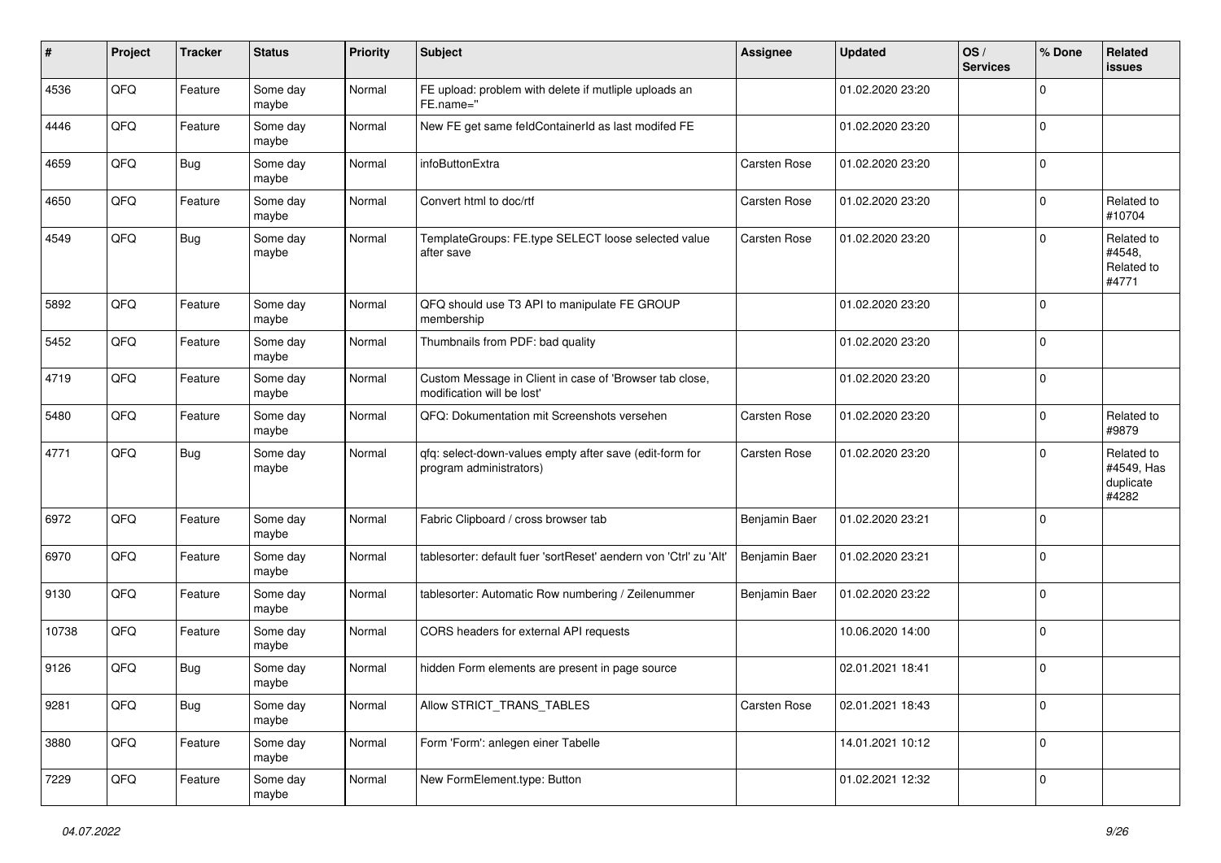| # | Project | Tracker | Status | Priority | Subject | Assignee | Updated | OS / Services | % Done | Related issues |
|---|---|---|---|---|---|---|---|---|---|---|
| 4536 | QFQ | Feature | Some day maybe | Normal | FE upload: problem with delete if mutliple uploads an FE.name='' | | 01.02.2020 23:20 | | 0 | |
| 4446 | QFQ | Feature | Some day maybe | Normal | New FE get same feldContainerId as last modifed FE | | 01.02.2020 23:20 | | 0 | |
| 4659 | QFQ | Bug | Some day maybe | Normal | infoButtonExtra | Carsten Rose | 01.02.2020 23:20 | | 0 | |
| 4650 | QFQ | Feature | Some day maybe | Normal | Convert html to doc/rtf | Carsten Rose | 01.02.2020 23:20 | | 0 | Related to #10704 |
| 4549 | QFQ | Bug | Some day maybe | Normal | TemplateGroups: FE.type SELECT loose selected value after save | Carsten Rose | 01.02.2020 23:20 | | 0 | Related to #4548, Related to #4771 |
| 5892 | QFQ | Feature | Some day maybe | Normal | QFQ should use T3 API to manipulate FE GROUP membership | | 01.02.2020 23:20 | | 0 | |
| 5452 | QFQ | Feature | Some day maybe | Normal | Thumbnails from PDF: bad quality | | 01.02.2020 23:20 | | 0 | |
| 4719 | QFQ | Feature | Some day maybe | Normal | Custom Message in Client in case of 'Browser tab close, modification will be lost' | | 01.02.2020 23:20 | | 0 | |
| 5480 | QFQ | Feature | Some day maybe | Normal | QFQ: Dokumentation mit Screenshots versehen | Carsten Rose | 01.02.2020 23:20 | | 0 | Related to #9879 |
| 4771 | QFQ | Bug | Some day maybe | Normal | qfq: select-down-values empty after save (edit-form for program administrators) | Carsten Rose | 01.02.2020 23:20 | | 0 | Related to #4549, Has duplicate #4282 |
| 6972 | QFQ | Feature | Some day maybe | Normal | Fabric Clipboard / cross browser tab | Benjamin Baer | 01.02.2020 23:21 | | 0 | |
| 6970 | QFQ | Feature | Some day maybe | Normal | tablesorter: default fuer 'sortReset' aendern von 'Ctrl' zu 'Alt' | Benjamin Baer | 01.02.2020 23:21 | | 0 | |
| 9130 | QFQ | Feature | Some day maybe | Normal | tablesorter: Automatic Row numbering / Zeilenummer | Benjamin Baer | 01.02.2020 23:22 | | 0 | |
| 10738 | QFQ | Feature | Some day maybe | Normal | CORS headers for external API requests | | 10.06.2020 14:00 | | 0 | |
| 9126 | QFQ | Bug | Some day maybe | Normal | hidden Form elements are present in page source | | 02.01.2021 18:41 | | 0 | |
| 9281 | QFQ | Bug | Some day maybe | Normal | Allow STRICT_TRANS_TABLES | Carsten Rose | 02.01.2021 18:43 | | 0 | |
| 3880 | QFQ | Feature | Some day maybe | Normal | Form 'Form': anlegen einer Tabelle | | 14.01.2021 10:12 | | 0 | |
| 7229 | QFQ | Feature | Some day maybe | Normal | New FormElement.type: Button | | 01.02.2021 12:32 | | 0 | |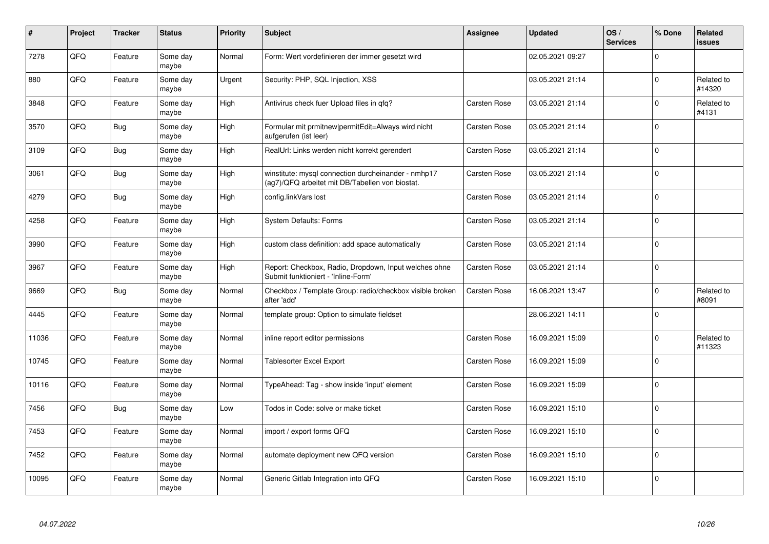| # | Project | Tracker | Status | Priority | Subject | Assignee | Updated | OS / Services | % Done | Related issues |
|---|---|---|---|---|---|---|---|---|---|---|
| 7278 | QFQ | Feature | Some day maybe | Normal | Form: Wert vordefinieren der immer gesetzt wird | | 02.05.2021 09:27 | | 0 | |
| 880 | QFQ | Feature | Some day maybe | Urgent | Security: PHP, SQL Injection, XSS | | 03.05.2021 21:14 | | 0 | Related to #14320 |
| 3848 | QFQ | Feature | Some day maybe | High | Antivirus check fuer Upload files in qfq? | Carsten Rose | 03.05.2021 21:14 | | 0 | Related to #4131 |
| 3570 | QFQ | Bug | Some day maybe | High | Formular mit prmitnew\|permitEdit=Always wird nicht aufgerufen (ist leer) | Carsten Rose | 03.05.2021 21:14 | | 0 | |
| 3109 | QFQ | Bug | Some day maybe | High | RealUrl: Links werden nicht korrekt gerendert | Carsten Rose | 03.05.2021 21:14 | | 0 | |
| 3061 | QFQ | Bug | Some day maybe | High | winstitute: mysql connection durcheinander - nmhp17 (ag7)/QFQ arbeitet mit DB/Tabellen von biostat. | Carsten Rose | 03.05.2021 21:14 | | 0 | |
| 4279 | QFQ | Bug | Some day maybe | High | config.linkVars lost | Carsten Rose | 03.05.2021 21:14 | | 0 | |
| 4258 | QFQ | Feature | Some day maybe | High | System Defaults: Forms | Carsten Rose | 03.05.2021 21:14 | | 0 | |
| 3990 | QFQ | Feature | Some day maybe | High | custom class definition: add space automatically | Carsten Rose | 03.05.2021 21:14 | | 0 | |
| 3967 | QFQ | Feature | Some day maybe | High | Report: Checkbox, Radio, Dropdown, Input welches ohne Submit funktioniert - 'Inline-Form' | Carsten Rose | 03.05.2021 21:14 | | 0 | |
| 9669 | QFQ | Bug | Some day maybe | Normal | Checkbox / Template Group: radio/checkbox visible broken after 'add' | Carsten Rose | 16.06.2021 13:47 | | 0 | Related to #8091 |
| 4445 | QFQ | Feature | Some day maybe | Normal | template group: Option to simulate fieldset | | 28.06.2021 14:11 | | 0 | |
| 11036 | QFQ | Feature | Some day maybe | Normal | inline report editor permissions | Carsten Rose | 16.09.2021 15:09 | | 0 | Related to #11323 |
| 10745 | QFQ | Feature | Some day maybe | Normal | Tablesorter Excel Export | Carsten Rose | 16.09.2021 15:09 | | 0 | |
| 10116 | QFQ | Feature | Some day maybe | Normal | TypeAhead: Tag - show inside 'input' element | Carsten Rose | 16.09.2021 15:09 | | 0 | |
| 7456 | QFQ | Bug | Some day maybe | Low | Todos in Code: solve or make ticket | Carsten Rose | 16.09.2021 15:10 | | 0 | |
| 7453 | QFQ | Feature | Some day maybe | Normal | import / export forms QFQ | Carsten Rose | 16.09.2021 15:10 | | 0 | |
| 7452 | QFQ | Feature | Some day maybe | Normal | automate deployment new QFQ version | Carsten Rose | 16.09.2021 15:10 | | 0 | |
| 10095 | QFQ | Feature | Some day maybe | Normal | Generic Gitlab Integration into QFQ | Carsten Rose | 16.09.2021 15:10 | | 0 | |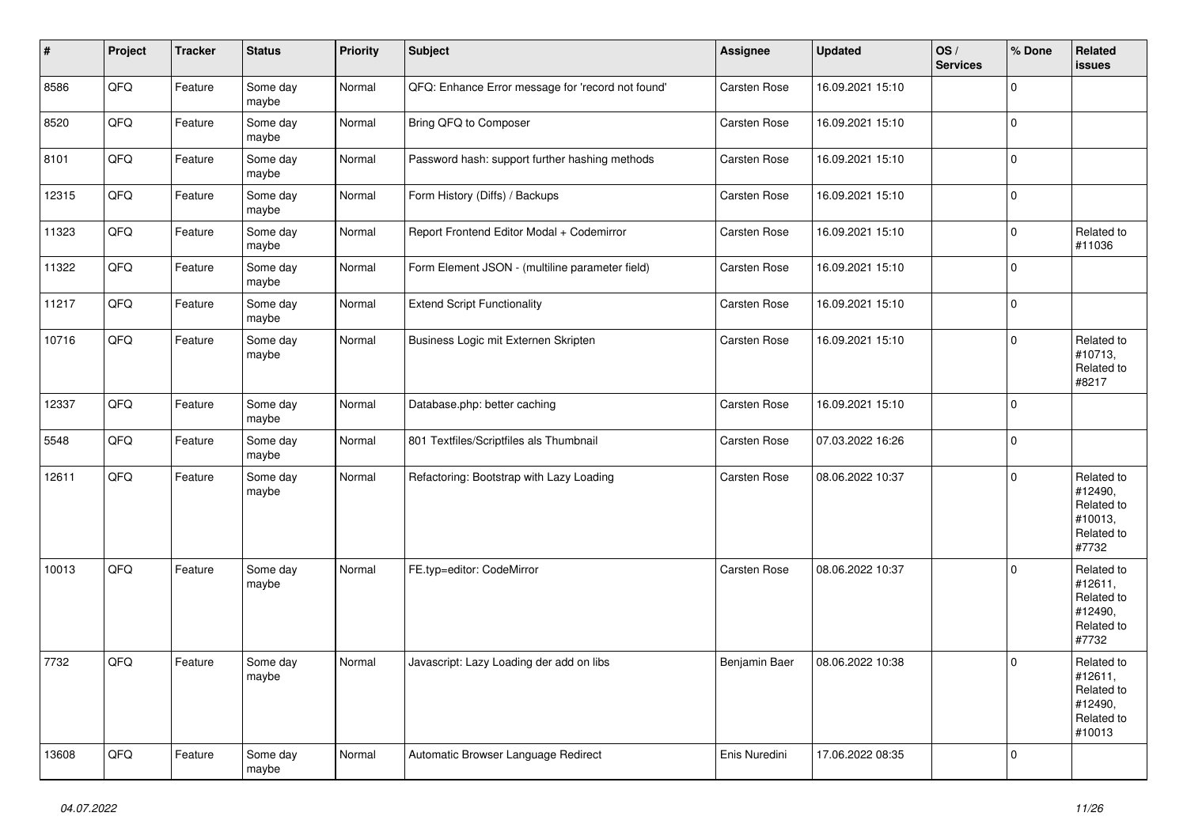| # | Project | Tracker | Status | Priority | Subject | Assignee | Updated | OS / Services | % Done | Related issues |
|---|---|---|---|---|---|---|---|---|---|---|
| 8586 | QFQ | Feature | Some day maybe | Normal | QFQ: Enhance Error message for 'record not found' | Carsten Rose | 16.09.2021 15:10 | | 0 | |
| 8520 | QFQ | Feature | Some day maybe | Normal | Bring QFQ to Composer | Carsten Rose | 16.09.2021 15:10 | | 0 | |
| 8101 | QFQ | Feature | Some day maybe | Normal | Password hash: support further hashing methods | Carsten Rose | 16.09.2021 15:10 | | 0 | |
| 12315 | QFQ | Feature | Some day maybe | Normal | Form History (Diffs) / Backups | Carsten Rose | 16.09.2021 15:10 | | 0 | |
| 11323 | QFQ | Feature | Some day maybe | Normal | Report Frontend Editor Modal + Codemirror | Carsten Rose | 16.09.2021 15:10 | | 0 | Related to #11036 |
| 11322 | QFQ | Feature | Some day maybe | Normal | Form Element JSON - (multiline parameter field) | Carsten Rose | 16.09.2021 15:10 | | 0 | |
| 11217 | QFQ | Feature | Some day maybe | Normal | Extend Script Functionality | Carsten Rose | 16.09.2021 15:10 | | 0 | |
| 10716 | QFQ | Feature | Some day maybe | Normal | Business Logic mit Externen Skripten | Carsten Rose | 16.09.2021 15:10 | | 0 | Related to #10713, Related to #8217 |
| 12337 | QFQ | Feature | Some day maybe | Normal | Database.php: better caching | Carsten Rose | 16.09.2021 15:10 | | 0 | |
| 5548 | QFQ | Feature | Some day maybe | Normal | 801 Textfiles/Scriptfiles als Thumbnail | Carsten Rose | 07.03.2022 16:26 | | 0 | |
| 12611 | QFQ | Feature | Some day maybe | Normal | Refactoring: Bootstrap with Lazy Loading | Carsten Rose | 08.06.2022 10:37 | | 0 | Related to #12490, Related to #10013, Related to #7732 |
| 10013 | QFQ | Feature | Some day maybe | Normal | FE.typ=editor: CodeMirror | Carsten Rose | 08.06.2022 10:37 | | 0 | Related to #12611, Related to #12490, Related to #7732 |
| 7732 | QFQ | Feature | Some day maybe | Normal | Javascript: Lazy Loading der add on libs | Benjamin Baer | 08.06.2022 10:38 | | 0 | Related to #12611, Related to #12490, Related to #10013 |
| 13608 | QFQ | Feature | Some day maybe | Normal | Automatic Browser Language Redirect | Enis Nuredini | 17.06.2022 08:35 | | 0 | |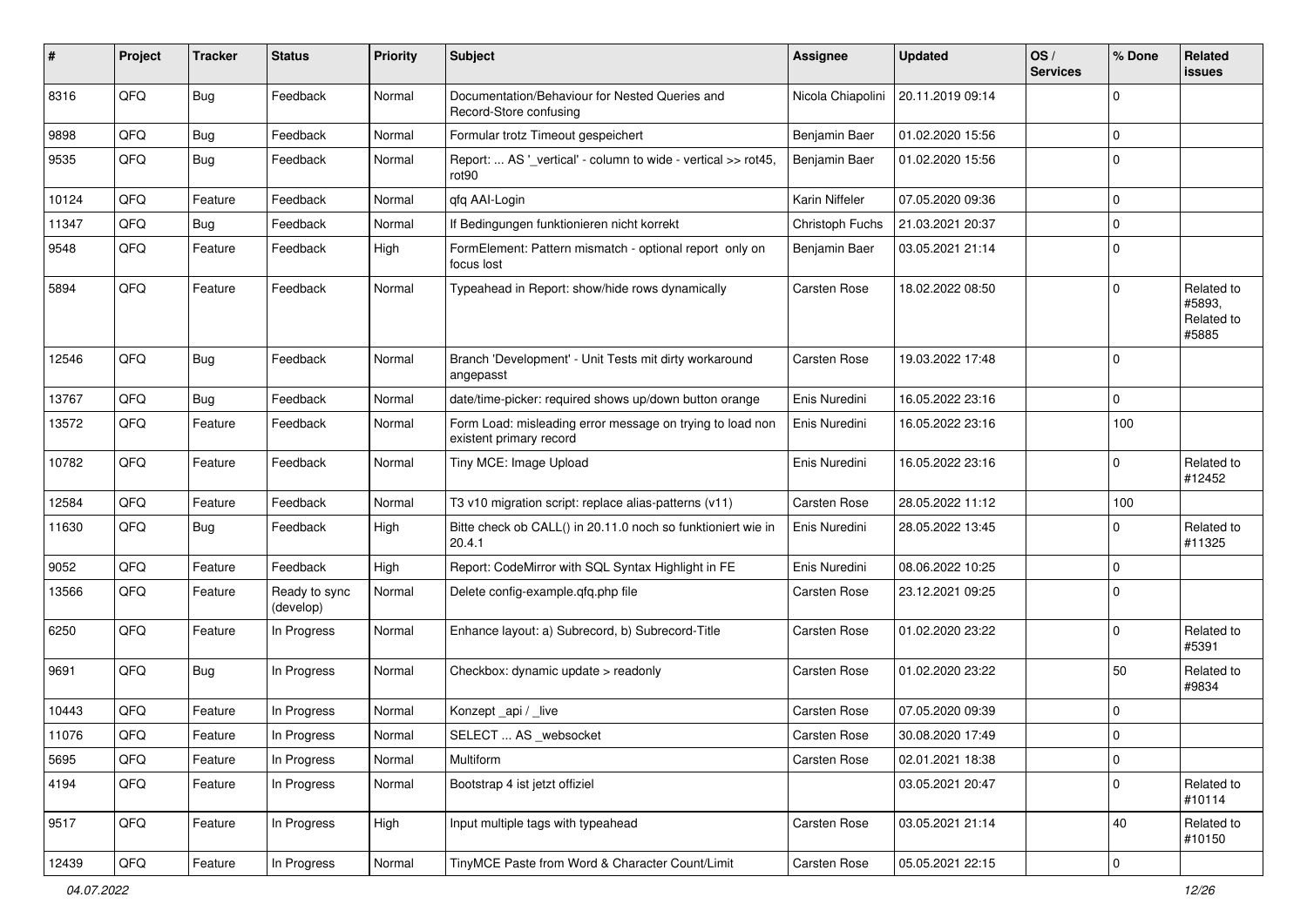| # | Project | Tracker | Status | Priority | Subject | Assignee | Updated | OS / Services | % Done | Related issues |
|---|---|---|---|---|---|---|---|---|---|---|
| 8316 | QFQ | Bug | Feedback | Normal | Documentation/Behaviour for Nested Queries and Record-Store confusing | Nicola Chiapolini | 20.11.2019 09:14 | | 0 | |
| 9898 | QFQ | Bug | Feedback | Normal | Formular trotz Timeout gespeichert | Benjamin Baer | 01.02.2020 15:56 | | 0 | |
| 9535 | QFQ | Bug | Feedback | Normal | Report: ... AS '_vertical' - column to wide - vertical >> rot45, rot90 | Benjamin Baer | 01.02.2020 15:56 | | 0 | |
| 10124 | QFQ | Feature | Feedback | Normal | qfq AAI-Login | Karin Niffeler | 07.05.2020 09:36 | | 0 | |
| 11347 | QFQ | Bug | Feedback | Normal | If Bedingungen funktionieren nicht korrekt | Christoph Fuchs | 21.03.2021 20:37 | | 0 | |
| 9548 | QFQ | Feature | Feedback | High | FormElement: Pattern mismatch - optional report only on focus lost | Benjamin Baer | 03.05.2021 21:14 | | 0 | |
| 5894 | QFQ | Feature | Feedback | Normal | Typeahead in Report: show/hide rows dynamically | Carsten Rose | 18.02.2022 08:50 | | 0 | Related to #5893, Related to #5885 |
| 12546 | QFQ | Bug | Feedback | Normal | Branch 'Development' - Unit Tests mit dirty workaround angepasst | Carsten Rose | 19.03.2022 17:48 | | 0 | |
| 13767 | QFQ | Bug | Feedback | Normal | date/time-picker: required shows up/down button orange | Enis Nuredini | 16.05.2022 23:16 | | 0 | |
| 13572 | QFQ | Feature | Feedback | Normal | Form Load: misleading error message on trying to load non existent primary record | Enis Nuredini | 16.05.2022 23:16 | | 100 | |
| 10782 | QFQ | Feature | Feedback | Normal | Tiny MCE: Image Upload | Enis Nuredini | 16.05.2022 23:16 | | 0 | Related to #12452 |
| 12584 | QFQ | Feature | Feedback | Normal | T3 v10 migration script: replace alias-patterns (v11) | Carsten Rose | 28.05.2022 11:12 | | 100 | |
| 11630 | QFQ | Bug | Feedback | High | Bitte check ob CALL() in 20.11.0 noch so funktioniert wie in 20.4.1 | Enis Nuredini | 28.05.2022 13:45 | | 0 | Related to #11325 |
| 9052 | QFQ | Feature | Feedback | High | Report: CodeMirror with SQL Syntax Highlight in FE | Enis Nuredini | 08.06.2022 10:25 | | 0 | |
| 13566 | QFQ | Feature | Ready to sync (develop) | Normal | Delete config-example.qfq.php file | Carsten Rose | 23.12.2021 09:25 | | 0 | |
| 6250 | QFQ | Feature | In Progress | Normal | Enhance layout: a) Subrecord, b) Subrecord-Title | Carsten Rose | 01.02.2020 23:22 | | 0 | Related to #5391 |
| 9691 | QFQ | Bug | In Progress | Normal | Checkbox: dynamic update > readonly | Carsten Rose | 01.02.2020 23:22 | | 50 | Related to #9834 |
| 10443 | QFQ | Feature | In Progress | Normal | Konzept _api / _live | Carsten Rose | 07.05.2020 09:39 | | 0 | |
| 11076 | QFQ | Feature | In Progress | Normal | SELECT ... AS _websocket | Carsten Rose | 30.08.2020 17:49 | | 0 | |
| 5695 | QFQ | Feature | In Progress | Normal | Multiform | Carsten Rose | 02.01.2021 18:38 | | 0 | |
| 4194 | QFQ | Feature | In Progress | Normal | Bootstrap 4 ist jetzt offiziel | | 03.05.2021 20:47 | | 0 | Related to #10114 |
| 9517 | QFQ | Feature | In Progress | High | Input multiple tags with typeahead | Carsten Rose | 03.05.2021 21:14 | | 40 | Related to #10150 |
| 12439 | QFQ | Feature | In Progress | Normal | TinyMCE Paste from Word & Character Count/Limit | Carsten Rose | 05.05.2021 22:15 | | 0 | |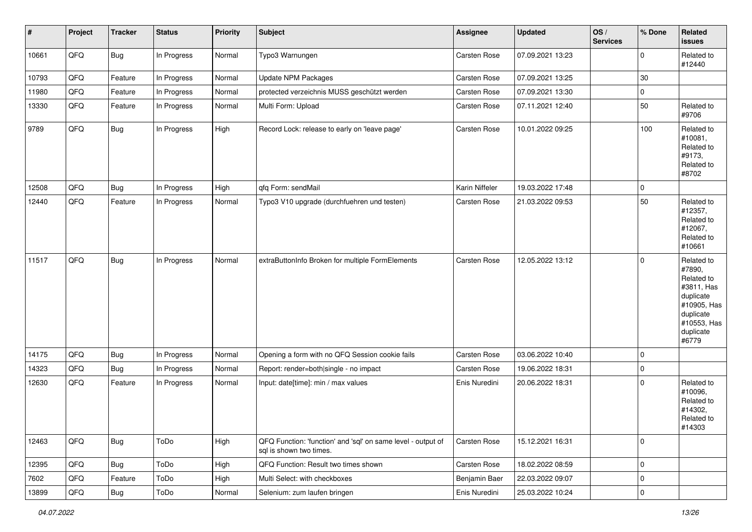| # | Project | Tracker | Status | Priority | Subject | Assignee | Updated | OS / Services | % Done | Related issues |
|---|---|---|---|---|---|---|---|---|---|---|
| 10661 | QFQ | Bug | In Progress | Normal | Typo3 Warnungen | Carsten Rose | 07.09.2021 13:23 | | 0 | Related to #12440 |
| 10793 | QFQ | Feature | In Progress | Normal | Update NPM Packages | Carsten Rose | 07.09.2021 13:25 | | 30 | |
| 11980 | QFQ | Feature | In Progress | Normal | protected verzeichnis MUSS geschützt werden | Carsten Rose | 07.09.2021 13:30 | | 0 | |
| 13330 | QFQ | Feature | In Progress | Normal | Multi Form: Upload | Carsten Rose | 07.11.2021 12:40 | | 50 | Related to #9706 |
| 9789 | QFQ | Bug | In Progress | High | Record Lock: release to early on 'leave page' | Carsten Rose | 10.01.2022 09:25 | | 100 | Related to #10081, Related to #9173, Related to #8702 |
| 12508 | QFQ | Bug | In Progress | High | qfq Form: sendMail | Karin Niffeler | 19.03.2022 17:48 | | 0 | |
| 12440 | QFQ | Feature | In Progress | Normal | Typo3 V10 upgrade (durchfuehren und testen) | Carsten Rose | 21.03.2022 09:53 | | 50 | Related to #12357, Related to #12067, Related to #10661 |
| 11517 | QFQ | Bug | In Progress | Normal | extraButtonInfo Broken for multiple FormElements | Carsten Rose | 12.05.2022 13:12 | | 0 | Related to #7890, Related to #3811, Has duplicate #10905, Has duplicate #10553, Has duplicate #6779 |
| 14175 | QFQ | Bug | In Progress | Normal | Opening a form with no QFQ Session cookie fails | Carsten Rose | 03.06.2022 10:40 | | 0 | |
| 14323 | QFQ | Bug | In Progress | Normal | Report: render=both\|single - no impact | Carsten Rose | 19.06.2022 18:31 | | 0 | |
| 12630 | QFQ | Feature | In Progress | Normal | Input: date[time]: min / max values | Enis Nuredini | 20.06.2022 18:31 | | 0 | Related to #10096, Related to #14302, Related to #14303 |
| 12463 | QFQ | Bug | ToDo | High | QFQ Function: 'function' and 'sql' on same level - output of sql is shown two times. | Carsten Rose | 15.12.2021 16:31 | | 0 | |
| 12395 | QFQ | Bug | ToDo | High | QFQ Function: Result two times shown | Carsten Rose | 18.02.2022 08:59 | | 0 | |
| 7602 | QFQ | Feature | ToDo | High | Multi Select: with checkboxes | Benjamin Baer | 22.03.2022 09:07 | | 0 | |
| 13899 | QFQ | Bug | ToDo | Normal | Selenium: zum laufen bringen | Enis Nuredini | 25.03.2022 10:24 | | 0 | |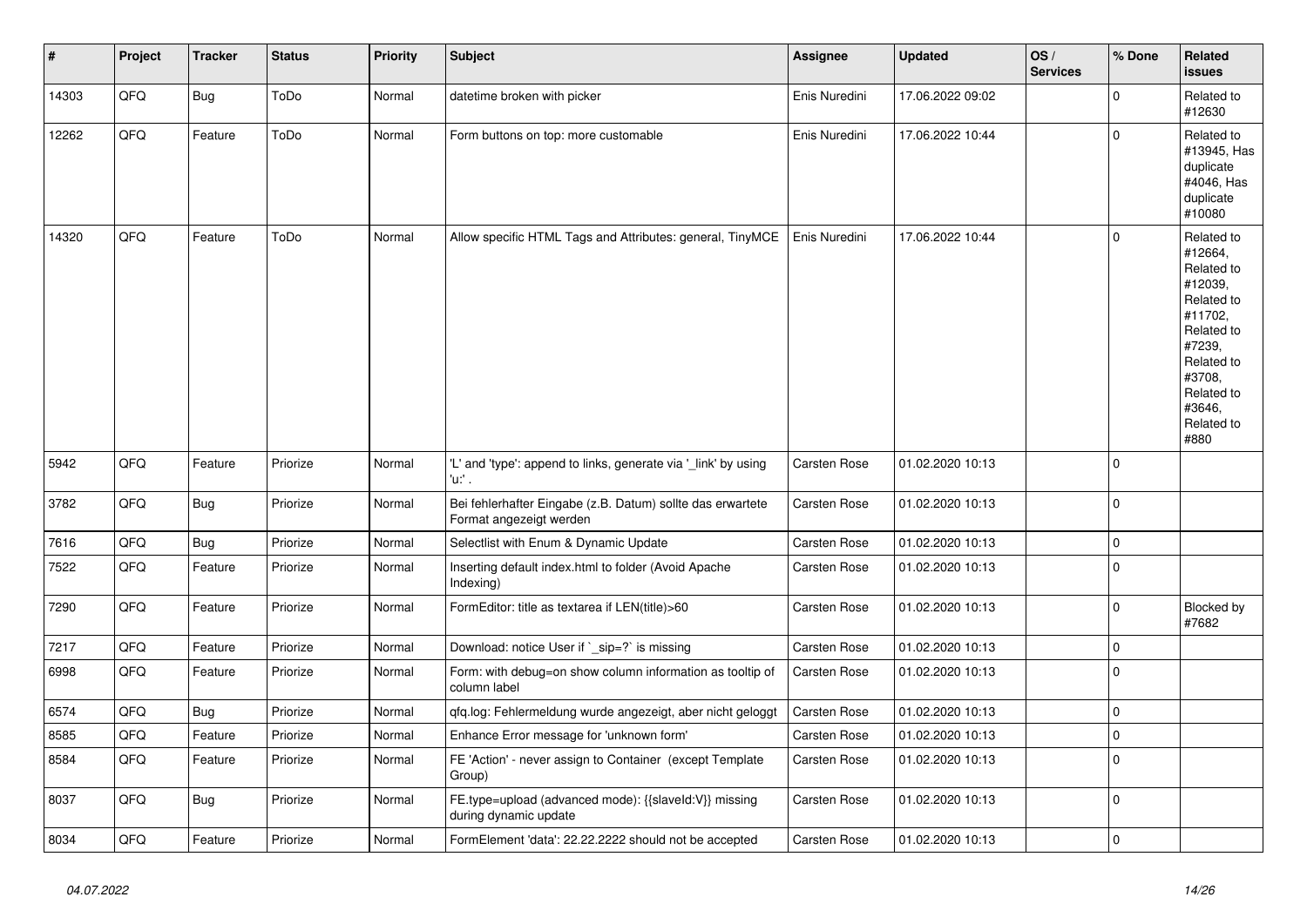| # | Project | Tracker | Status | Priority | Subject | Assignee | Updated | OS / Services | % Done | Related issues |
|---|---|---|---|---|---|---|---|---|---|---|
| 14303 | QFQ | Bug | ToDo | Normal | datetime broken with picker | Enis Nuredini | 17.06.2022 09:02 | | 0 | Related to #12630 |
| 12262 | QFQ | Feature | ToDo | Normal | Form buttons on top: more customable | Enis Nuredini | 17.06.2022 10:44 | | 0 | Related to #13945, Has duplicate #4046, Has duplicate #10080 |
| 14320 | QFQ | Feature | ToDo | Normal | Allow specific HTML Tags and Attributes: general, TinyMCE | Enis Nuredini | 17.06.2022 10:44 | | 0 | Related to #12664, Related to #12039, Related to #11702, Related to #7239, Related to #3708, Related to #3646, Related to #880 |
| 5942 | QFQ | Feature | Priorize | Normal | 'L' and 'type': append to links, generate via '_link' by using 'u:' . | Carsten Rose | 01.02.2020 10:13 | | 0 | |
| 3782 | QFQ | Bug | Priorize | Normal | Bei fehlerhafter Eingabe (z.B. Datum) sollte das erwartete Format angezeigt werden | Carsten Rose | 01.02.2020 10:13 | | 0 | |
| 7616 | QFQ | Bug | Priorize | Normal | Selectlist with Enum & Dynamic Update | Carsten Rose | 01.02.2020 10:13 | | 0 | |
| 7522 | QFQ | Feature | Priorize | Normal | Inserting default index.html to folder (Avoid Apache Indexing) | Carsten Rose | 01.02.2020 10:13 | | 0 | |
| 7290 | QFQ | Feature | Priorize | Normal | FormEditor: title as textarea if LEN(title)>60 | Carsten Rose | 01.02.2020 10:13 | | 0 | Blocked by #7682 |
| 7217 | QFQ | Feature | Priorize | Normal | Download: notice User if `_sip=?` is missing | Carsten Rose | 01.02.2020 10:13 | | 0 | |
| 6998 | QFQ | Feature | Priorize | Normal | Form: with debug=on show column information as tooltip of column label | Carsten Rose | 01.02.2020 10:13 | | 0 | |
| 6574 | QFQ | Bug | Priorize | Normal | qfq.log: Fehlermeldung wurde angezeigt, aber nicht geloggt | Carsten Rose | 01.02.2020 10:13 | | 0 | |
| 8585 | QFQ | Feature | Priorize | Normal | Enhance Error message for 'unknown form' | Carsten Rose | 01.02.2020 10:13 | | 0 | |
| 8584 | QFQ | Feature | Priorize | Normal | FE 'Action' - never assign to Container (except Template Group) | Carsten Rose | 01.02.2020 10:13 | | 0 | |
| 8037 | QFQ | Bug | Priorize | Normal | FE.type=upload (advanced mode): {{slaveId:V}} missing during dynamic update | Carsten Rose | 01.02.2020 10:13 | | 0 | |
| 8034 | QFQ | Feature | Priorize | Normal | FormElement 'data': 22.22.2222 should not be accepted | Carsten Rose | 01.02.2020 10:13 | | 0 | |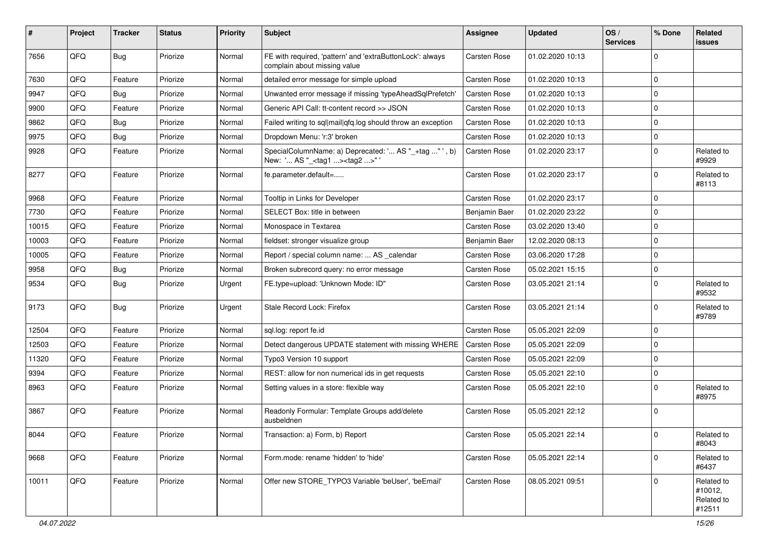| # | Project | Tracker | Status | Priority | Subject | Assignee | Updated | OS / Services | % Done | Related issues |
|---|---|---|---|---|---|---|---|---|---|---|
| 7656 | QFQ | Bug | Priorize | Normal | FE with required, 'pattern' and 'extraButtonLock': always complain about missing value | Carsten Rose | 01.02.2020 10:13 | | 0 | |
| 7630 | QFQ | Feature | Priorize | Normal | detailed error message for simple upload | Carsten Rose | 01.02.2020 10:13 | | 0 | |
| 9947 | QFQ | Bug | Priorize | Normal | Unwanted error message if missing 'typeAheadSqlPrefetch' | Carsten Rose | 01.02.2020 10:13 | | 0 | |
| 9900 | QFQ | Feature | Priorize | Normal | Generic API Call: tt-content record >> JSON | Carsten Rose | 01.02.2020 10:13 | | 0 | |
| 9862 | QFQ | Bug | Priorize | Normal | Failed writing to sql\|mail\|qfq.log should throw an exception | Carsten Rose | 01.02.2020 10:13 | | 0 | |
| 9975 | QFQ | Bug | Priorize | Normal | Dropdown Menu: 'r:3' broken | Carsten Rose | 01.02.2020 10:13 | | 0 | |
| 9928 | QFQ | Feature | Priorize | Normal | SpecialColumnName: a) Deprecated: '... AS "_+tag ..." ', b) New: '... AS "_<tag1 ...><tag2 ...>" ' | Carsten Rose | 01.02.2020 23:17 | | 0 | Related to #9929 |
| 8277 | QFQ | Feature | Priorize | Normal | fe.parameter.default=..... | Carsten Rose | 01.02.2020 23:17 | | 0 | Related to #8113 |
| 9968 | QFQ | Feature | Priorize | Normal | Tooltip in Links for Developer | Carsten Rose | 01.02.2020 23:17 | | 0 | |
| 7730 | QFQ | Feature | Priorize | Normal | SELECT Box: title in between | Benjamin Baer | 01.02.2020 23:22 | | 0 | |
| 10015 | QFQ | Feature | Priorize | Normal | Monospace in Textarea | Carsten Rose | 03.02.2020 13:40 | | 0 | |
| 10003 | QFQ | Feature | Priorize | Normal | fieldset: stronger visualize group | Benjamin Baer | 12.02.2020 08:13 | | 0 | |
| 10005 | QFQ | Feature | Priorize | Normal | Report / special column name: ... AS _calendar | Carsten Rose | 03.06.2020 17:28 | | 0 | |
| 9958 | QFQ | Bug | Priorize | Normal | Broken subrecord query: no error message | Carsten Rose | 05.02.2021 15:15 | | 0 | |
| 9534 | QFQ | Bug | Priorize | Urgent | FE.type=upload: 'Unknown Mode: ID" | Carsten Rose | 03.05.2021 21:14 | | 0 | Related to #9532 |
| 9173 | QFQ | Bug | Priorize | Urgent | Stale Record Lock: Firefox | Carsten Rose | 03.05.2021 21:14 | | 0 | Related to #9789 |
| 12504 | QFQ | Feature | Priorize | Normal | sql.log: report fe.id | Carsten Rose | 05.05.2021 22:09 | | 0 | |
| 12503 | QFQ | Feature | Priorize | Normal | Detect dangerous UPDATE statement with missing WHERE | Carsten Rose | 05.05.2021 22:09 | | 0 | |
| 11320 | QFQ | Feature | Priorize | Normal | Typo3 Version 10 support | Carsten Rose | 05.05.2021 22:09 | | 0 | |
| 9394 | QFQ | Feature | Priorize | Normal | REST: allow for non numerical ids in get requests | Carsten Rose | 05.05.2021 22:10 | | 0 | |
| 8963 | QFQ | Feature | Priorize | Normal | Setting values in a store: flexible way | Carsten Rose | 05.05.2021 22:10 | | 0 | Related to #8975 |
| 3867 | QFQ | Feature | Priorize | Normal | Readonly Formular: Template Groups add/delete ausbeldnen | Carsten Rose | 05.05.2021 22:12 | | 0 | |
| 8044 | QFQ | Feature | Priorize | Normal | Transaction: a) Form, b) Report | Carsten Rose | 05.05.2021 22:14 | | 0 | Related to #8043 |
| 9668 | QFQ | Feature | Priorize | Normal | Form.mode: rename 'hidden' to 'hide' | Carsten Rose | 05.05.2021 22:14 | | 0 | Related to #6437 |
| 10011 | QFQ | Feature | Priorize | Normal | Offer new STORE_TYPO3 Variable 'beUser', 'beEmail' | Carsten Rose | 08.05.2021 09:51 | | 0 | Related to #10012, Related to #12511 |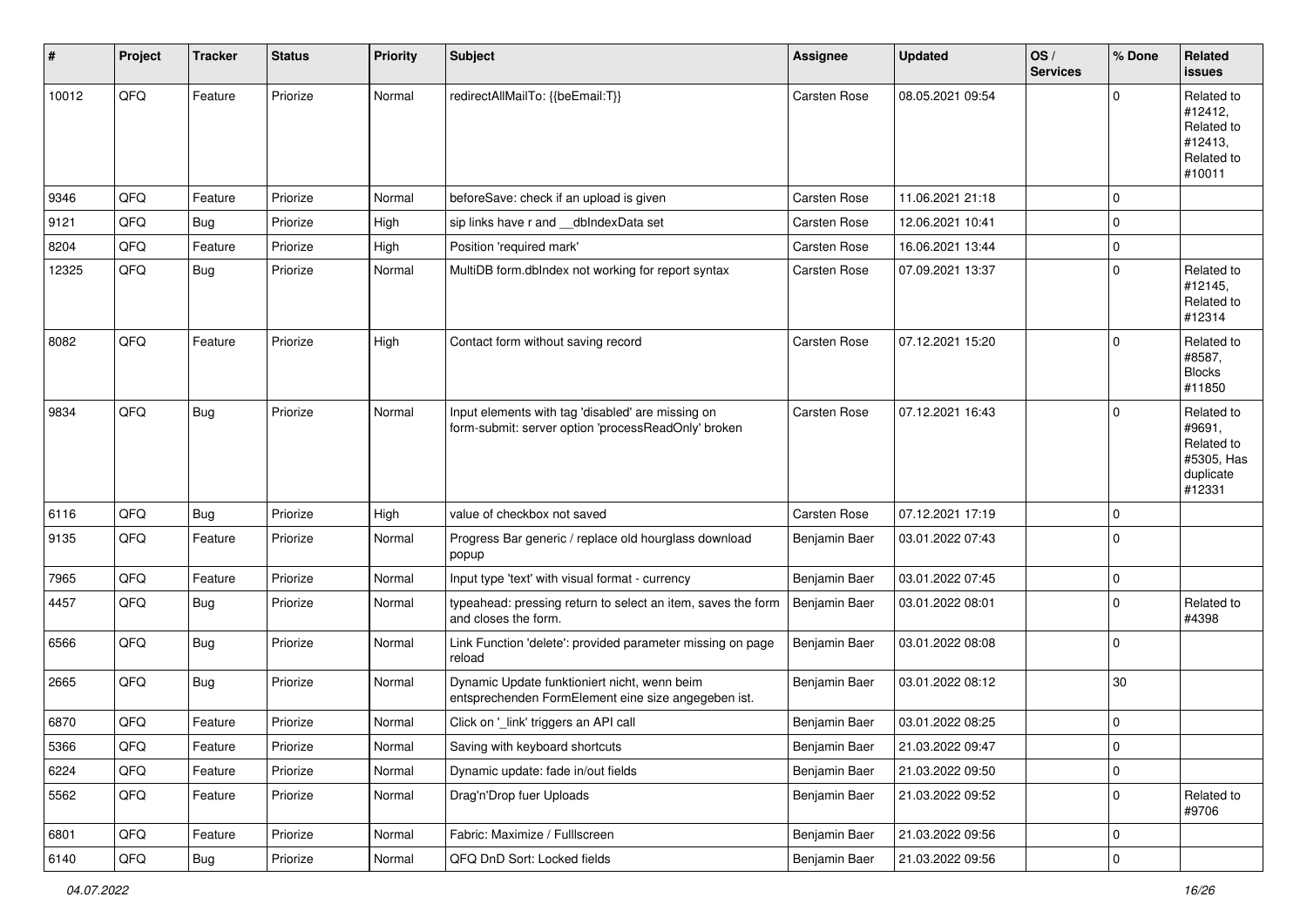| # | Project | Tracker | Status | Priority | Subject | Assignee | Updated | OS / Services | % Done | Related issues |
|---|---|---|---|---|---|---|---|---|---|---|
| 10012 | QFQ | Feature | Priorize | Normal | redirectAllMailTo: {{beEmail:T}} | Carsten Rose | 08.05.2021 09:54 | | 0 | Related to #12412, Related to #12413, Related to #10011 |
| 9346 | QFQ | Feature | Priorize | Normal | beforeSave: check if an upload is given | Carsten Rose | 11.06.2021 21:18 | | 0 | |
| 9121 | QFQ | Bug | Priorize | High | sip links have r and __dbIndexData set | Carsten Rose | 12.06.2021 10:41 | | 0 | |
| 8204 | QFQ | Feature | Priorize | High | Position 'required mark' | Carsten Rose | 16.06.2021 13:44 | | 0 | |
| 12325 | QFQ | Bug | Priorize | Normal | MultiDB form.dbIndex not working for report syntax | Carsten Rose | 07.09.2021 13:37 | | 0 | Related to #12145, Related to #12314 |
| 8082 | QFQ | Feature | Priorize | High | Contact form without saving record | Carsten Rose | 07.12.2021 15:20 | | 0 | Related to #8587, Blocks #11850 |
| 9834 | QFQ | Bug | Priorize | Normal | Input elements with tag 'disabled' are missing on form-submit: server option 'processReadOnly' broken | Carsten Rose | 07.12.2021 16:43 | | 0 | Related to #9691, Related to #5305, Has duplicate #12331 |
| 6116 | QFQ | Bug | Priorize | High | value of checkbox not saved | Carsten Rose | 07.12.2021 17:19 | | 0 | |
| 9135 | QFQ | Feature | Priorize | Normal | Progress Bar generic / replace old hourglass download popup | Benjamin Baer | 03.01.2022 07:43 | | 0 | |
| 7965 | QFQ | Feature | Priorize | Normal | Input type 'text' with visual format - currency | Benjamin Baer | 03.01.2022 07:45 | | 0 | |
| 4457 | QFQ | Bug | Priorize | Normal | typeahead: pressing return to select an item, saves the form and closes the form. | Benjamin Baer | 03.01.2022 08:01 | | 0 | Related to #4398 |
| 6566 | QFQ | Bug | Priorize | Normal | Link Function 'delete': provided parameter missing on page reload | Benjamin Baer | 03.01.2022 08:08 | | 0 | |
| 2665 | QFQ | Bug | Priorize | Normal | Dynamic Update funktioniert nicht, wenn beim entsprechenden FormElement eine size angegeben ist. | Benjamin Baer | 03.01.2022 08:12 | | 30 | |
| 6870 | QFQ | Feature | Priorize | Normal | Click on '_link' triggers an API call | Benjamin Baer | 03.01.2022 08:25 | | 0 | |
| 5366 | QFQ | Feature | Priorize | Normal | Saving with keyboard shortcuts | Benjamin Baer | 21.03.2022 09:47 | | 0 | |
| 6224 | QFQ | Feature | Priorize | Normal | Dynamic update: fade in/out fields | Benjamin Baer | 21.03.2022 09:50 | | 0 | |
| 5562 | QFQ | Feature | Priorize | Normal | Drag'n'Drop fuer Uploads | Benjamin Baer | 21.03.2022 09:52 | | 0 | Related to #9706 |
| 6801 | QFQ | Feature | Priorize | Normal | Fabric: Maximize / Fulllscreen | Benjamin Baer | 21.03.2022 09:56 | | 0 | |
| 6140 | QFQ | Bug | Priorize | Normal | QFQ DnD Sort: Locked fields | Benjamin Baer | 21.03.2022 09:56 | | 0 | |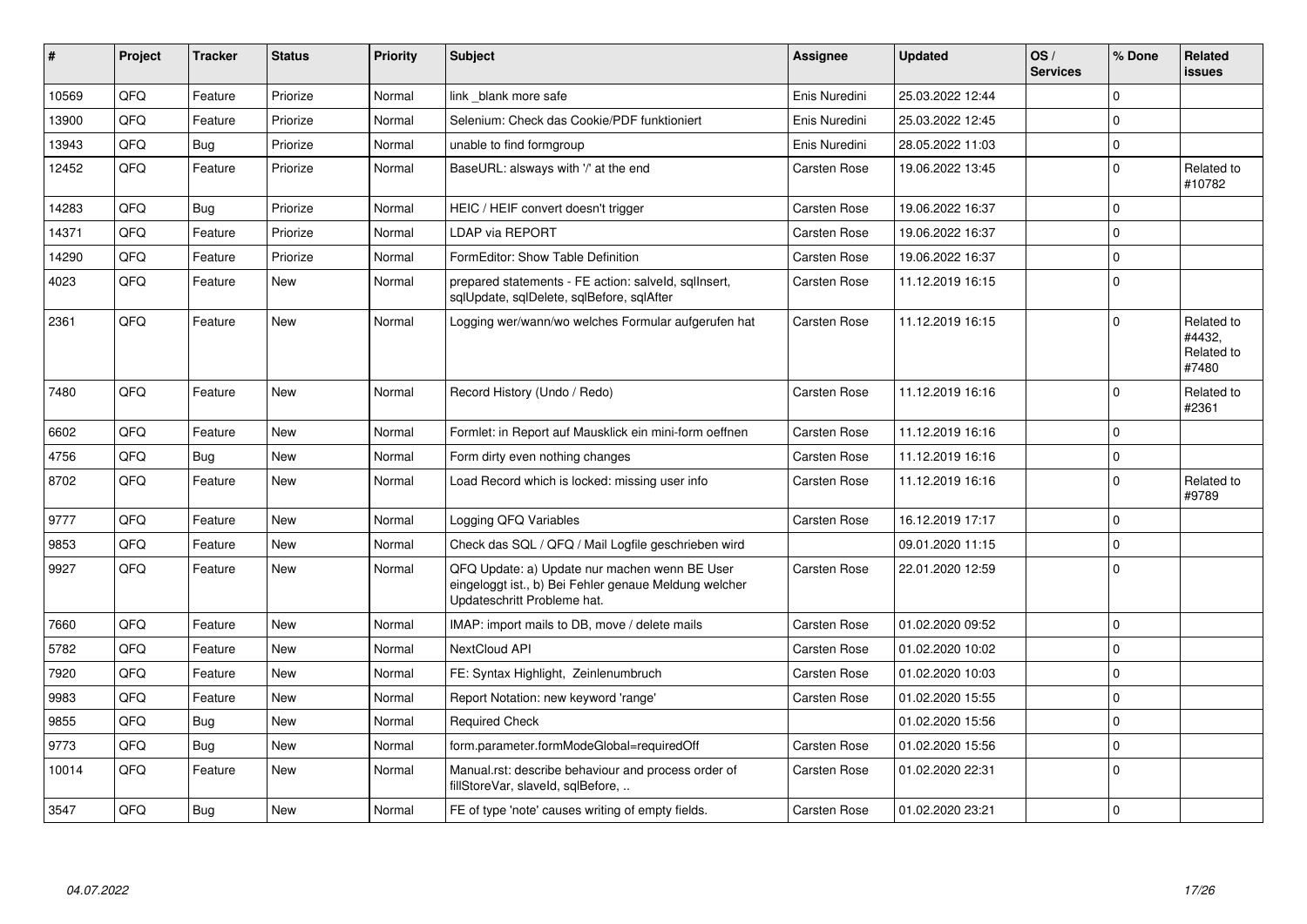| # | Project | Tracker | Status | Priority | Subject | Assignee | Updated | OS / Services | % Done | Related issues |
|---|---|---|---|---|---|---|---|---|---|---|
| 10569 | QFQ | Feature | Priorize | Normal | link _blank more safe | Enis Nuredini | 25.03.2022 12:44 | | 0 | |
| 13900 | QFQ | Feature | Priorize | Normal | Selenium: Check das Cookie/PDF funktioniert | Enis Nuredini | 25.03.2022 12:45 | | 0 | |
| 13943 | QFQ | Bug | Priorize | Normal | unable to find formgroup | Enis Nuredini | 28.05.2022 11:03 | | 0 | |
| 12452 | QFQ | Feature | Priorize | Normal | BaseURL: alsways with '/' at the end | Carsten Rose | 19.06.2022 13:45 | | 0 | Related to #10782 |
| 14283 | QFQ | Bug | Priorize | Normal | HEIC / HEIF convert doesn't trigger | Carsten Rose | 19.06.2022 16:37 | | 0 | |
| 14371 | QFQ | Feature | Priorize | Normal | LDAP via REPORT | Carsten Rose | 19.06.2022 16:37 | | 0 | |
| 14290 | QFQ | Feature | Priorize | Normal | FormEditor: Show Table Definition | Carsten Rose | 19.06.2022 16:37 | | 0 | |
| 4023 | QFQ | Feature | New | Normal | prepared statements - FE action: salveld, sqlInsert, sqlUpdate, sqlDelete, sqlBefore, sqlAfter | Carsten Rose | 11.12.2019 16:15 | | 0 | |
| 2361 | QFQ | Feature | New | Normal | Logging wer/wann/wo welches Formular aufgerufen hat | Carsten Rose | 11.12.2019 16:15 | | 0 | Related to #4432, Related to #7480 |
| 7480 | QFQ | Feature | New | Normal | Record History (Undo / Redo) | Carsten Rose | 11.12.2019 16:16 | | 0 | Related to #2361 |
| 6602 | QFQ | Feature | New | Normal | Formlet: in Report auf Mausklick ein mini-form oeffnen | Carsten Rose | 11.12.2019 16:16 | | 0 | |
| 4756 | QFQ | Bug | New | Normal | Form dirty even nothing changes | Carsten Rose | 11.12.2019 16:16 | | 0 | |
| 8702 | QFQ | Feature | New | Normal | Load Record which is locked: missing user info | Carsten Rose | 11.12.2019 16:16 | | 0 | Related to #9789 |
| 9777 | QFQ | Feature | New | Normal | Logging QFQ Variables | Carsten Rose | 16.12.2019 17:17 | | 0 | |
| 9853 | QFQ | Feature | New | Normal | Check das SQL / QFQ / Mail Logfile geschrieben wird | | 09.01.2020 11:15 | | 0 | |
| 9927 | QFQ | Feature | New | Normal | QFQ Update: a) Update nur machen wenn BE User eingeloggt ist., b) Bei Fehler genaue Meldung welcher Updateschritt Probleme hat. | Carsten Rose | 22.01.2020 12:59 | | 0 | |
| 7660 | QFQ | Feature | New | Normal | IMAP: import mails to DB, move / delete mails | Carsten Rose | 01.02.2020 09:52 | | 0 | |
| 5782 | QFQ | Feature | New | Normal | NextCloud API | Carsten Rose | 01.02.2020 10:02 | | 0 | |
| 7920 | QFQ | Feature | New | Normal | FE: Syntax Highlight, Zeinlenumbruch | Carsten Rose | 01.02.2020 10:03 | | 0 | |
| 9983 | QFQ | Feature | New | Normal | Report Notation: new keyword 'range' | Carsten Rose | 01.02.2020 15:55 | | 0 | |
| 9855 | QFQ | Bug | New | Normal | Required Check | | 01.02.2020 15:56 | | 0 | |
| 9773 | QFQ | Bug | New | Normal | form.parameter.formModeGlobal=requiredOff | Carsten Rose | 01.02.2020 15:56 | | 0 | |
| 10014 | QFQ | Feature | New | Normal | Manual.rst: describe behaviour and process order of fillStoreVar, slaveId, sqlBefore, .. | Carsten Rose | 01.02.2020 22:31 | | 0 | |
| 3547 | QFQ | Bug | New | Normal | FE of type 'note' causes writing of empty fields. | Carsten Rose | 01.02.2020 23:21 | | 0 | |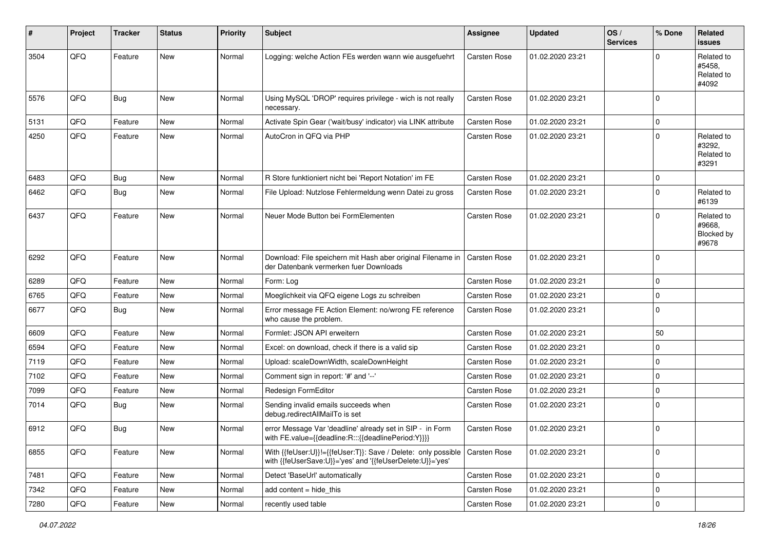| # | Project | Tracker | Status | Priority | Subject | Assignee | Updated | OS / Services | % Done | Related issues |
|---|---|---|---|---|---|---|---|---|---|---|
| 3504 | QFQ | Feature | New | Normal | Logging: welche Action FEs werden wann wie ausgefuehrt | Carsten Rose | 01.02.2020 23:21 | | 0 | Related to #5458, Related to #4092 |
| 5576 | QFQ | Bug | New | Normal | Using MySQL 'DROP' requires privilege - wich is not really necessary. | Carsten Rose | 01.02.2020 23:21 | | 0 | |
| 5131 | QFQ | Feature | New | Normal | Activate Spin Gear ('wait/busy' indicator) via LINK attribute | Carsten Rose | 01.02.2020 23:21 | | 0 | |
| 4250 | QFQ | Feature | New | Normal | AutoCron in QFQ via PHP | Carsten Rose | 01.02.2020 23:21 | | 0 | Related to #3292, Related to #3291 |
| 6483 | QFQ | Bug | New | Normal | R Store funktioniert nicht bei 'Report Notation' im FE | Carsten Rose | 01.02.2020 23:21 | | 0 | |
| 6462 | QFQ | Bug | New | Normal | File Upload: Nutzlose Fehlermeldung wenn Datei zu gross | Carsten Rose | 01.02.2020 23:21 | | 0 | Related to #6139 |
| 6437 | QFQ | Feature | New | Normal | Neuer Mode Button bei FormElementen | Carsten Rose | 01.02.2020 23:21 | | 0 | Related to #9668, Blocked by #9678 |
| 6292 | QFQ | Feature | New | Normal | Download: File speichern mit Hash aber original Filename in der Datenbank vermerken fuer Downloads | Carsten Rose | 01.02.2020 23:21 | | 0 | |
| 6289 | QFQ | Feature | New | Normal | Form: Log | Carsten Rose | 01.02.2020 23:21 | | 0 | |
| 6765 | QFQ | Feature | New | Normal | Moeglichkeit via QFQ eigene Logs zu schreiben | Carsten Rose | 01.02.2020 23:21 | | 0 | |
| 6677 | QFQ | Bug | New | Normal | Error message FE Action Element: no/wrong FE reference who cause the problem. | Carsten Rose | 01.02.2020 23:21 | | 0 | |
| 6609 | QFQ | Feature | New | Normal | Formlet: JSON API erweitern | Carsten Rose | 01.02.2020 23:21 | | 50 | |
| 6594 | QFQ | Feature | New | Normal | Excel: on download, check if there is a valid sip | Carsten Rose | 01.02.2020 23:21 | | 0 | |
| 7119 | QFQ | Feature | New | Normal | Upload: scaleDownWidth, scaleDownHeight | Carsten Rose | 01.02.2020 23:21 | | 0 | |
| 7102 | QFQ | Feature | New | Normal | Comment sign in report: '#' and '--' | Carsten Rose | 01.02.2020 23:21 | | 0 | |
| 7099 | QFQ | Feature | New | Normal | Redesign FormEditor | Carsten Rose | 01.02.2020 23:21 | | 0 | |
| 7014 | QFQ | Bug | New | Normal | Sending invalid emails succeeds when debug.redirectAllMailTo is set | Carsten Rose | 01.02.2020 23:21 | | 0 | |
| 6912 | QFQ | Bug | New | Normal | error Message Var 'deadline' already set in SIP - in Form with FE.value={{deadline:R:::{{deadlinePeriod:Y}}}} | Carsten Rose | 01.02.2020 23:21 | | 0 | |
| 6855 | QFQ | Feature | New | Normal | With {{feUser:U}}!={{feUser:T}}: Save / Delete: only possible with {{feUserSave:U}}='yes' and '{{feUserDelete:U}}='yes' | Carsten Rose | 01.02.2020 23:21 | | 0 | |
| 7481 | QFQ | Feature | New | Normal | Detect 'BaseUrl' automatically | Carsten Rose | 01.02.2020 23:21 | | 0 | |
| 7342 | QFQ | Feature | New | Normal | add content = hide_this | Carsten Rose | 01.02.2020 23:21 | | 0 | |
| 7280 | QFQ | Feature | New | Normal | recently used table | Carsten Rose | 01.02.2020 23:21 | | 0 | |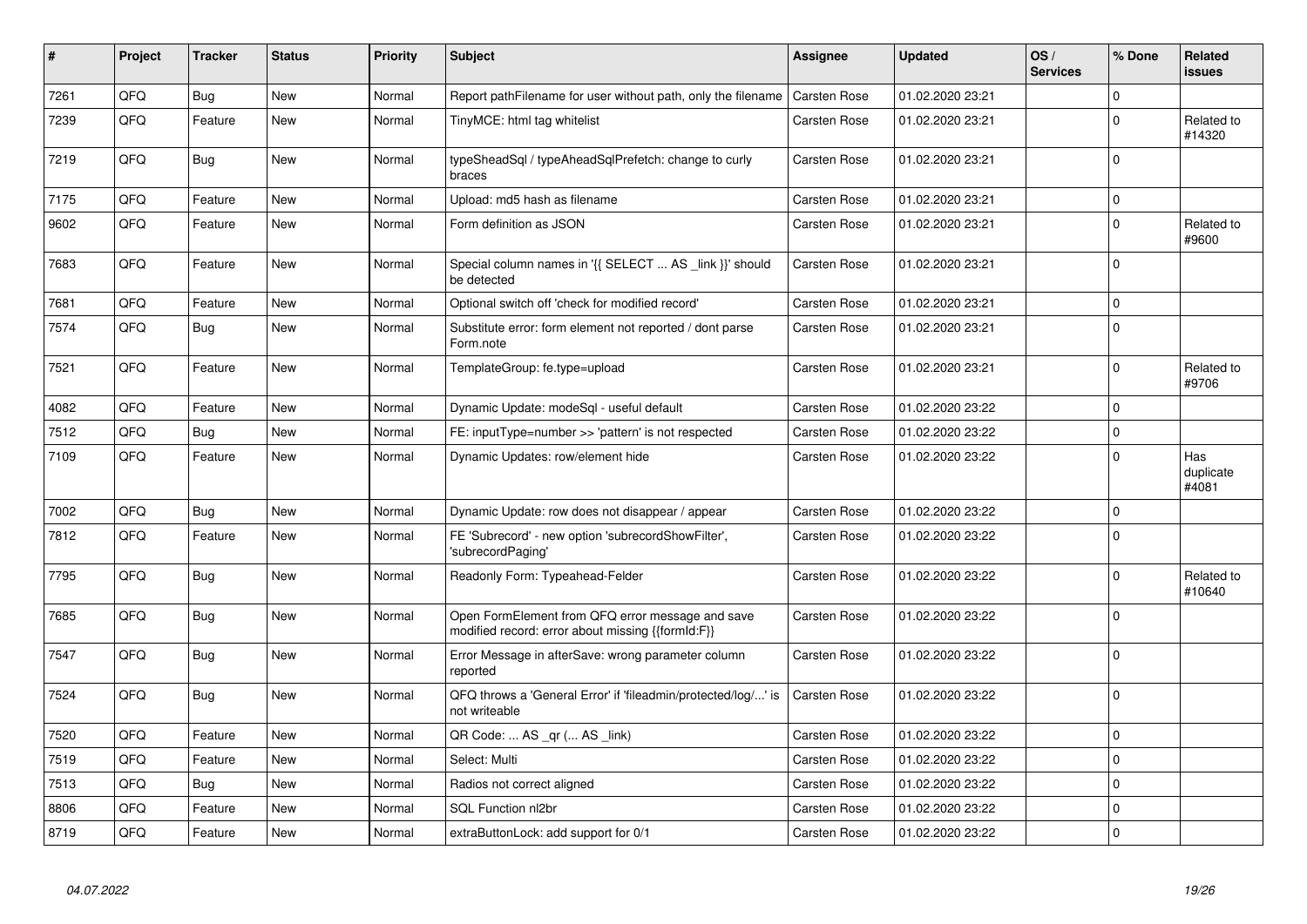| # | Project | Tracker | Status | Priority | Subject | Assignee | Updated | OS / Services | % Done | Related issues |
|---|---|---|---|---|---|---|---|---|---|---|
| 7261 | QFQ | Bug | New | Normal | Report pathFilename for user without path, only the filename | Carsten Rose | 01.02.2020 23:21 | | 0 | |
| 7239 | QFQ | Feature | New | Normal | TinyMCE: html tag whitelist | Carsten Rose | 01.02.2020 23:21 | | 0 | Related to #14320 |
| 7219 | QFQ | Bug | New | Normal | typeSheadSql / typeAheadSqlPrefetch: change to curly braces | Carsten Rose | 01.02.2020 23:21 | | 0 | |
| 7175 | QFQ | Feature | New | Normal | Upload: md5 hash as filename | Carsten Rose | 01.02.2020 23:21 | | 0 | |
| 9602 | QFQ | Feature | New | Normal | Form definition as JSON | Carsten Rose | 01.02.2020 23:21 | | 0 | Related to #9600 |
| 7683 | QFQ | Feature | New | Normal | Special column names in '{{ SELECT ... AS _link }}' should be detected | Carsten Rose | 01.02.2020 23:21 | | 0 | |
| 7681 | QFQ | Feature | New | Normal | Optional switch off 'check for modified record' | Carsten Rose | 01.02.2020 23:21 | | 0 | |
| 7574 | QFQ | Bug | New | Normal | Substitute error: form element not reported / dont parse Form.note | Carsten Rose | 01.02.2020 23:21 | | 0 | |
| 7521 | QFQ | Feature | New | Normal | TemplateGroup: fe.type=upload | Carsten Rose | 01.02.2020 23:21 | | 0 | Related to #9706 |
| 4082 | QFQ | Feature | New | Normal | Dynamic Update: modeSql - useful default | Carsten Rose | 01.02.2020 23:22 | | 0 | |
| 7512 | QFQ | Bug | New | Normal | FE: inputType=number >> 'pattern' is not respected | Carsten Rose | 01.02.2020 23:22 | | 0 | |
| 7109 | QFQ | Feature | New | Normal | Dynamic Updates: row/element hide | Carsten Rose | 01.02.2020 23:22 | | 0 | Has duplicate #4081 |
| 7002 | QFQ | Bug | New | Normal | Dynamic Update: row does not disappear / appear | Carsten Rose | 01.02.2020 23:22 | | 0 | |
| 7812 | QFQ | Feature | New | Normal | FE 'Subrecord' - new option 'subrecordShowFilter', 'subrecordPaging' | Carsten Rose | 01.02.2020 23:22 | | 0 | |
| 7795 | QFQ | Bug | New | Normal | Readonly Form: Typeahead-Felder | Carsten Rose | 01.02.2020 23:22 | | 0 | Related to #10640 |
| 7685 | QFQ | Bug | New | Normal | Open FormElement from QFQ error message and save modified record: error about missing {{formId:F}} | Carsten Rose | 01.02.2020 23:22 | | 0 | |
| 7547 | QFQ | Bug | New | Normal | Error Message in afterSave: wrong parameter column reported | Carsten Rose | 01.02.2020 23:22 | | 0 | |
| 7524 | QFQ | Bug | New | Normal | QFQ throws a 'General Error' if 'fileadmin/protected/log/...' is not writeable | Carsten Rose | 01.02.2020 23:22 | | 0 | |
| 7520 | QFQ | Feature | New | Normal | QR Code: ... AS _qr (... AS _link) | Carsten Rose | 01.02.2020 23:22 | | 0 | |
| 7519 | QFQ | Feature | New | Normal | Select: Multi | Carsten Rose | 01.02.2020 23:22 | | 0 | |
| 7513 | QFQ | Bug | New | Normal | Radios not correct aligned | Carsten Rose | 01.02.2020 23:22 | | 0 | |
| 8806 | QFQ | Feature | New | Normal | SQL Function nl2br | Carsten Rose | 01.02.2020 23:22 | | 0 | |
| 8719 | QFQ | Feature | New | Normal | extraButtonLock: add support for 0/1 | Carsten Rose | 01.02.2020 23:22 | | 0 | |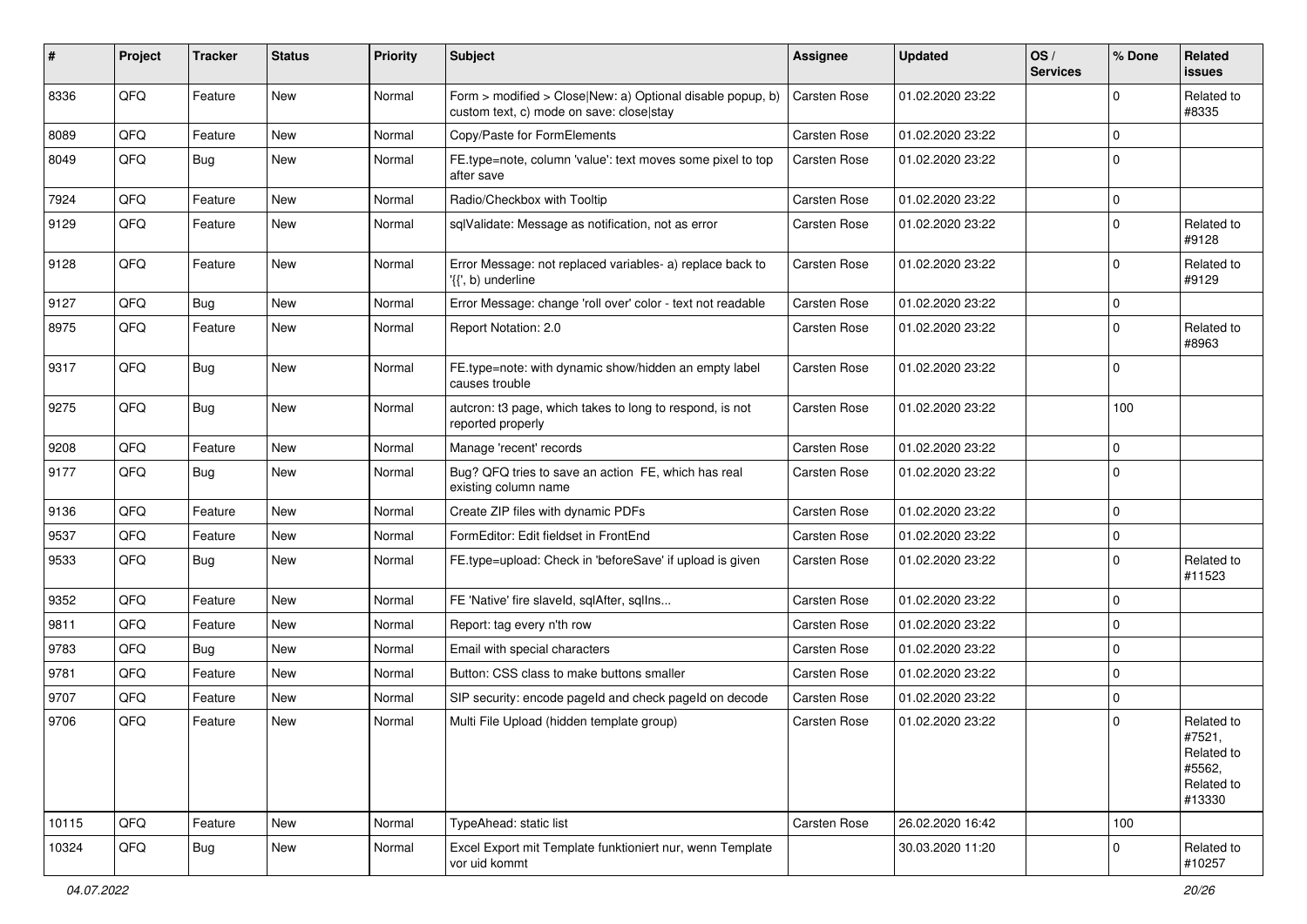| # | Project | Tracker | Status | Priority | Subject | Assignee | Updated | OS / Services | % Done | Related issues |
|---|---|---|---|---|---|---|---|---|---|---|
| 8336 | QFQ | Feature | New | Normal | Form > modified > Close\|New: a) Optional disable popup, b) custom text, c) mode on save: close\|stay | Carsten Rose | 01.02.2020 23:22 | | 0 | Related to #8335 |
| 8089 | QFQ | Feature | New | Normal | Copy/Paste for FormElements | Carsten Rose | 01.02.2020 23:22 | | 0 | |
| 8049 | QFQ | Bug | New | Normal | FE.type=note, column 'value': text moves some pixel to top after save | Carsten Rose | 01.02.2020 23:22 | | 0 | |
| 7924 | QFQ | Feature | New | Normal | Radio/Checkbox with Tooltip | Carsten Rose | 01.02.2020 23:22 | | 0 | |
| 9129 | QFQ | Feature | New | Normal | sqlValidate: Message as notification, not as error | Carsten Rose | 01.02.2020 23:22 | | 0 | Related to #9128 |
| 9128 | QFQ | Feature | New | Normal | Error Message: not replaced variables- a) replace back to '{{', b) underline | Carsten Rose | 01.02.2020 23:22 | | 0 | Related to #9129 |
| 9127 | QFQ | Bug | New | Normal | Error Message: change 'roll over' color - text not readable | Carsten Rose | 01.02.2020 23:22 | | 0 | |
| 8975 | QFQ | Feature | New | Normal | Report Notation: 2.0 | Carsten Rose | 01.02.2020 23:22 | | 0 | Related to #8963 |
| 9317 | QFQ | Bug | New | Normal | FE.type=note: with dynamic show/hidden an empty label causes trouble | Carsten Rose | 01.02.2020 23:22 | | 0 | |
| 9275 | QFQ | Bug | New | Normal | autcron: t3 page, which takes to long to respond, is not reported properly | Carsten Rose | 01.02.2020 23:22 | | 100 | |
| 9208 | QFQ | Feature | New | Normal | Manage 'recent' records | Carsten Rose | 01.02.2020 23:22 | | 0 | |
| 9177 | QFQ | Bug | New | Normal | Bug? QFQ tries to save an action FE, which has real existing column name | Carsten Rose | 01.02.2020 23:22 | | 0 | |
| 9136 | QFQ | Feature | New | Normal | Create ZIP files with dynamic PDFs | Carsten Rose | 01.02.2020 23:22 | | 0 | |
| 9537 | QFQ | Feature | New | Normal | FormEditor: Edit fieldset in FrontEnd | Carsten Rose | 01.02.2020 23:22 | | 0 | |
| 9533 | QFQ | Bug | New | Normal | FE.type=upload: Check in 'beforeSave' if upload is given | Carsten Rose | 01.02.2020 23:22 | | 0 | Related to #11523 |
| 9352 | QFQ | Feature | New | Normal | FE 'Native' fire slaveId, sqlAfter, sqlIns... | Carsten Rose | 01.02.2020 23:22 | | 0 | |
| 9811 | QFQ | Feature | New | Normal | Report: tag every n'th row | Carsten Rose | 01.02.2020 23:22 | | 0 | |
| 9783 | QFQ | Bug | New | Normal | Email with special characters | Carsten Rose | 01.02.2020 23:22 | | 0 | |
| 9781 | QFQ | Feature | New | Normal | Button: CSS class to make buttons smaller | Carsten Rose | 01.02.2020 23:22 | | 0 | |
| 9707 | QFQ | Feature | New | Normal | SIP security: encode pageId and check pageId on decode | Carsten Rose | 01.02.2020 23:22 | | 0 | |
| 9706 | QFQ | Feature | New | Normal | Multi File Upload (hidden template group) | Carsten Rose | 01.02.2020 23:22 | | 0 | Related to #7521, Related to #5562, Related to #13330 |
| 10115 | QFQ | Feature | New | Normal | TypeAhead: static list | Carsten Rose | 26.02.2020 16:42 | | 100 | |
| 10324 | QFQ | Bug | New | Normal | Excel Export mit Template funktioniert nur, wenn Template vor uid kommt | | 30.03.2020 11:20 | | 0 | Related to #10257 |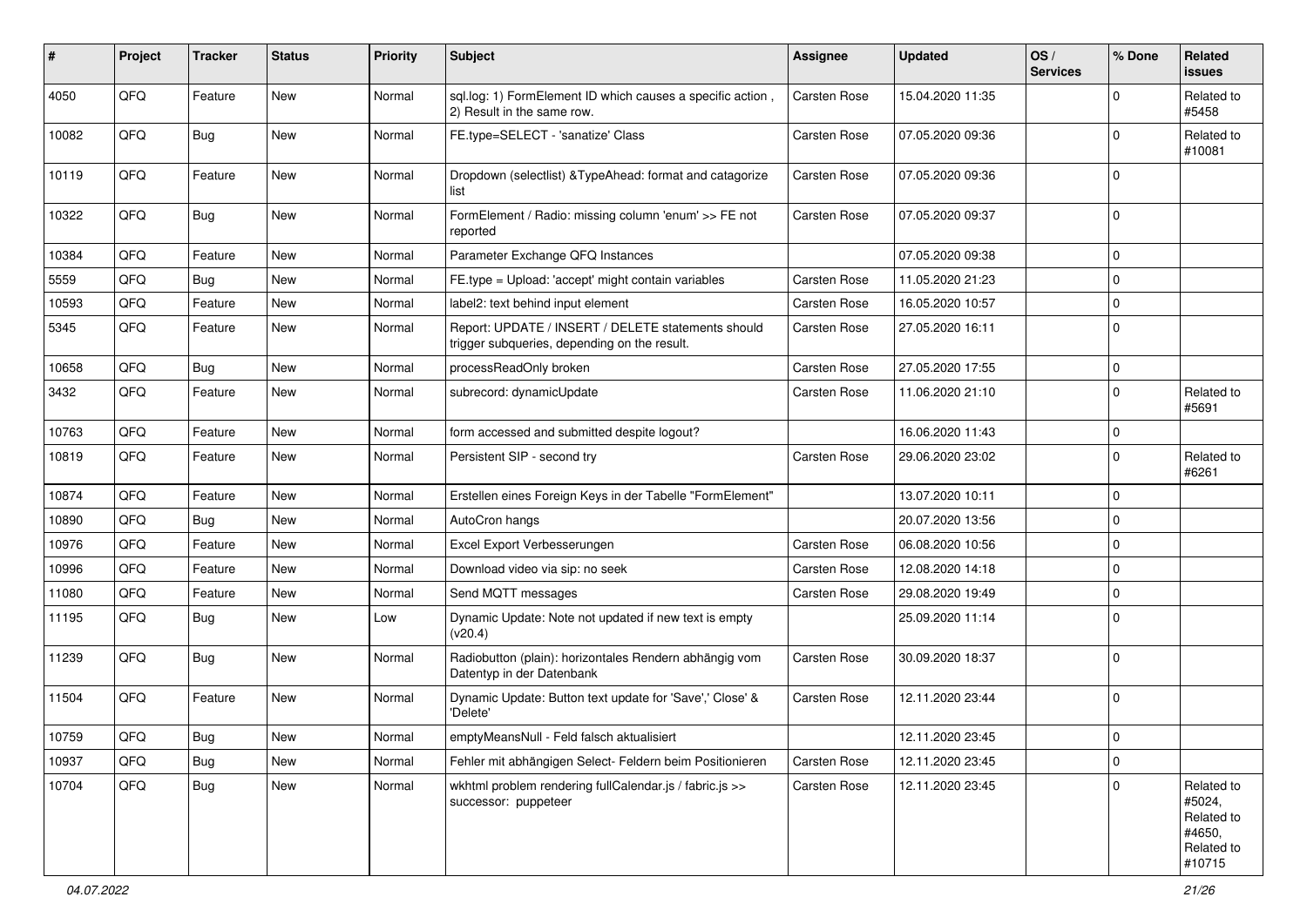| # | Project | Tracker | Status | Priority | Subject | Assignee | Updated | OS / Services | % Done | Related issues |
|---|---|---|---|---|---|---|---|---|---|---|
| 4050 | QFQ | Feature | New | Normal | sql.log: 1) FormElement ID which causes a specific action , 2) Result in the same row. | Carsten Rose | 15.04.2020 11:35 | | 0 | Related to #5458 |
| 10082 | QFQ | Bug | New | Normal | FE.type=SELECT - 'sanatize' Class | Carsten Rose | 07.05.2020 09:36 | | 0 | Related to #10081 |
| 10119 | QFQ | Feature | New | Normal | Dropdown (selectlist) &TypeAhead: format and catagorize list | Carsten Rose | 07.05.2020 09:36 | | 0 | |
| 10322 | QFQ | Bug | New | Normal | FormElement / Radio: missing column 'enum' >> FE not reported | Carsten Rose | 07.05.2020 09:37 | | 0 | |
| 10384 | QFQ | Feature | New | Normal | Parameter Exchange QFQ Instances | | 07.05.2020 09:38 | | 0 | |
| 5559 | QFQ | Bug | New | Normal | FE.type = Upload: 'accept' might contain variables | Carsten Rose | 11.05.2020 21:23 | | 0 | |
| 10593 | QFQ | Feature | New | Normal | label2: text behind input element | Carsten Rose | 16.05.2020 10:57 | | 0 | |
| 5345 | QFQ | Feature | New | Normal | Report: UPDATE / INSERT / DELETE statements should trigger subqueries, depending on the result. | Carsten Rose | 27.05.2020 16:11 | | 0 | |
| 10658 | QFQ | Bug | New | Normal | processReadOnly broken | Carsten Rose | 27.05.2020 17:55 | | 0 | |
| 3432 | QFQ | Feature | New | Normal | subrecord: dynamicUpdate | Carsten Rose | 11.06.2020 21:10 | | 0 | Related to #5691 |
| 10763 | QFQ | Feature | New | Normal | form accessed and submitted despite logout? | | 16.06.2020 11:43 | | 0 | |
| 10819 | QFQ | Feature | New | Normal | Persistent SIP - second try | Carsten Rose | 29.06.2020 23:02 | | 0 | Related to #6261 |
| 10874 | QFQ | Feature | New | Normal | Erstellen eines Foreign Keys in der Tabelle "FormElement" | | 13.07.2020 10:11 | | 0 | |
| 10890 | QFQ | Bug | New | Normal | AutoCron hangs | | 20.07.2020 13:56 | | 0 | |
| 10976 | QFQ | Feature | New | Normal | Excel Export Verbesserungen | Carsten Rose | 06.08.2020 10:56 | | 0 | |
| 10996 | QFQ | Feature | New | Normal | Download video via sip: no seek | Carsten Rose | 12.08.2020 14:18 | | 0 | |
| 11080 | QFQ | Feature | New | Normal | Send MQTT messages | Carsten Rose | 29.08.2020 19:49 | | 0 | |
| 11195 | QFQ | Bug | New | Low | Dynamic Update: Note not updated if new text is empty (v20.4) | | 25.09.2020 11:14 | | 0 | |
| 11239 | QFQ | Bug | New | Normal | Radiobutton (plain): horizontales Rendern abhängig vom Datentyp in der Datenbank | Carsten Rose | 30.09.2020 18:37 | | 0 | |
| 11504 | QFQ | Feature | New | Normal | Dynamic Update: Button text update for 'Save',' Close' & 'Delete' | Carsten Rose | 12.11.2020 23:44 | | 0 | |
| 10759 | QFQ | Bug | New | Normal | emptyMeansNull - Feld falsch aktualisiert | | 12.11.2020 23:45 | | 0 | |
| 10937 | QFQ | Bug | New | Normal | Fehler mit abhängigen Select- Feldern beim Positionieren | Carsten Rose | 12.11.2020 23:45 | | 0 | |
| 10704 | QFQ | Bug | New | Normal | wkhtml problem rendering fullCalendar.js / fabric.js >> successor: puppeteer | Carsten Rose | 12.11.2020 23:45 | | 0 | Related to #5024, Related to #4650, Related to #10715 |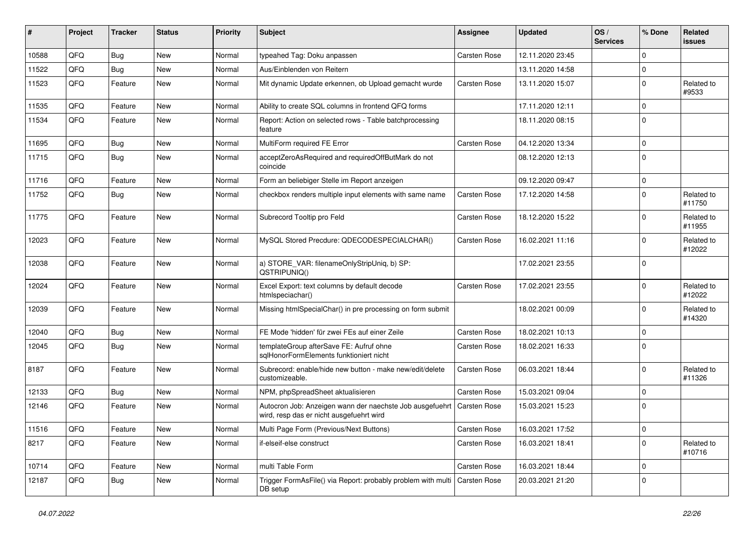| # | Project | Tracker | Status | Priority | Subject | Assignee | Updated | OS / Services | % Done | Related issues |
|---|---|---|---|---|---|---|---|---|---|---|
| 10588 | QFQ | Bug | New | Normal | typeahed Tag: Doku anpassen | Carsten Rose | 12.11.2020 23:45 | | 0 | |
| 11522 | QFQ | Bug | New | Normal | Aus/Einblenden von Reitern | | 13.11.2020 14:58 | | 0 | |
| 11523 | QFQ | Feature | New | Normal | Mit dynamic Update erkennen, ob Upload gemacht wurde | Carsten Rose | 13.11.2020 15:07 | | 0 | Related to #9533 |
| 11535 | QFQ | Feature | New | Normal | Ability to create SQL columns in frontend QFQ forms | | 17.11.2020 12:11 | | 0 | |
| 11534 | QFQ | Feature | New | Normal | Report: Action on selected rows - Table batchprocessing feature | | 18.11.2020 08:15 | | 0 | |
| 11695 | QFQ | Bug | New | Normal | MultiForm required FE Error | Carsten Rose | 04.12.2020 13:34 | | 0 | |
| 11715 | QFQ | Bug | New | Normal | acceptZeroAsRequired and requiredOffButMark do not coincide | | 08.12.2020 12:13 | | 0 | |
| 11716 | QFQ | Feature | New | Normal | Form an beliebiger Stelle im Report anzeigen | | 09.12.2020 09:47 | | 0 | |
| 11752 | QFQ | Bug | New | Normal | checkbox renders multiple input elements with same name | Carsten Rose | 17.12.2020 14:58 | | 0 | Related to #11750 |
| 11775 | QFQ | Feature | New | Normal | Subrecord Tooltip pro Feld | Carsten Rose | 18.12.2020 15:22 | | 0 | Related to #11955 |
| 12023 | QFQ | Feature | New | Normal | MySQL Stored Precdure: QDECODESPECIALCHAR() | Carsten Rose | 16.02.2021 11:16 | | 0 | Related to #12022 |
| 12038 | QFQ | Feature | New | Normal | a) STORE_VAR: filenameOnlyStripUniq, b) SP: QSTRIPUNIQ() | | 17.02.2021 23:55 | | 0 | |
| 12024 | QFQ | Feature | New | Normal | Excel Export: text columns by default decode htmlspeciachar() | Carsten Rose | 17.02.2021 23:55 | | 0 | Related to #12022 |
| 12039 | QFQ | Feature | New | Normal | Missing htmlSpecialChar() in pre processing on form submit | | 18.02.2021 00:09 | | 0 | Related to #14320 |
| 12040 | QFQ | Bug | New | Normal | FE Mode 'hidden' für zwei FEs auf einer Zeile | Carsten Rose | 18.02.2021 10:13 | | 0 | |
| 12045 | QFQ | Bug | New | Normal | templateGroup afterSave FE: Aufruf ohne sqlHonorFormElements funktioniert nicht | Carsten Rose | 18.02.2021 16:33 | | 0 | |
| 8187 | QFQ | Feature | New | Normal | Subrecord: enable/hide new button - make new/edit/delete customizeable. | Carsten Rose | 06.03.2021 18:44 | | 0 | Related to #11326 |
| 12133 | QFQ | Bug | New | Normal | NPM, phpSpreadSheet aktualisieren | Carsten Rose | 15.03.2021 09:04 | | 0 | |
| 12146 | QFQ | Feature | New | Normal | Autocron Job: Anzeigen wann der naechste Job ausgefuehrt wird, resp das er nicht ausgefuehrt wird | Carsten Rose | 15.03.2021 15:23 | | 0 | |
| 11516 | QFQ | Feature | New | Normal | Multi Page Form (Previous/Next Buttons) | Carsten Rose | 16.03.2021 17:52 | | 0 | |
| 8217 | QFQ | Feature | New | Normal | if-elseif-else construct | Carsten Rose | 16.03.2021 18:41 | | 0 | Related to #10716 |
| 10714 | QFQ | Feature | New | Normal | multi Table Form | Carsten Rose | 16.03.2021 18:44 | | 0 | |
| 12187 | QFQ | Bug | New | Normal | Trigger FormAsFile() via Report: probably problem with multi DB setup | Carsten Rose | 20.03.2021 21:20 | | 0 | |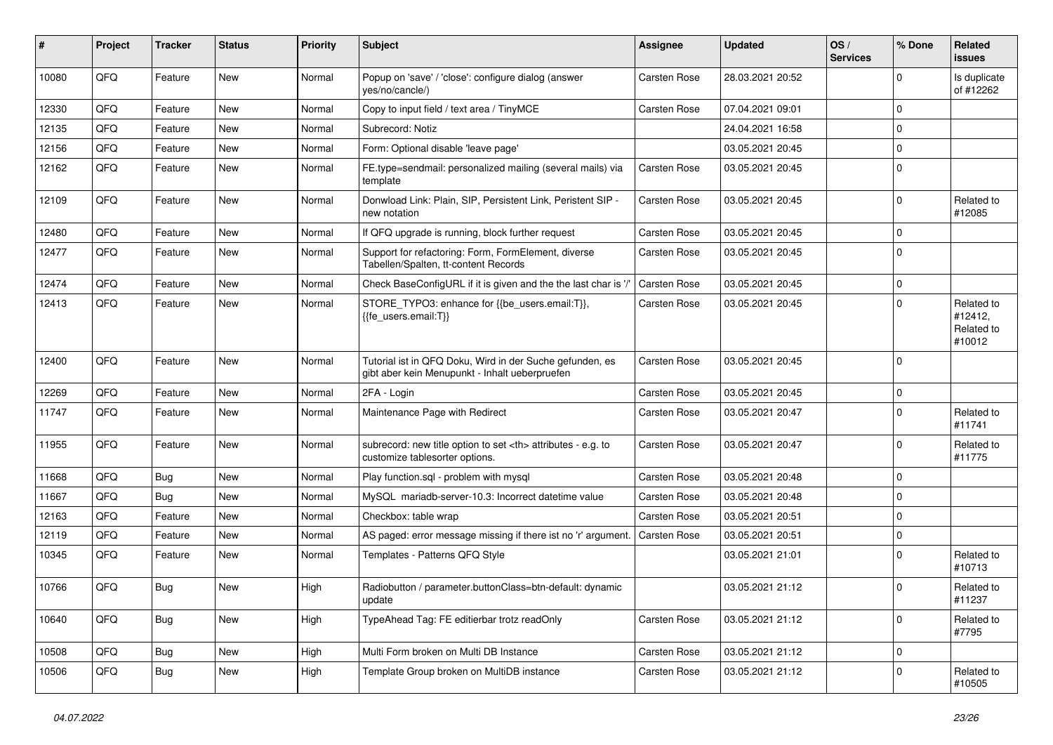| # | Project | Tracker | Status | Priority | Subject | Assignee | Updated | OS / Services | % Done | Related issues |
|---|---|---|---|---|---|---|---|---|---|---|
| 10080 | QFQ | Feature | New | Normal | Popup on 'save' / 'close': configure dialog (answer yes/no/cancle/) | Carsten Rose | 28.03.2021 20:52 | | 0 | Is duplicate of #12262 |
| 12330 | QFQ | Feature | New | Normal | Copy to input field / text area / TinyMCE | Carsten Rose | 07.04.2021 09:01 | | 0 | |
| 12135 | QFQ | Feature | New | Normal | Subrecord: Notiz | | 24.04.2021 16:58 | | 0 | |
| 12156 | QFQ | Feature | New | Normal | Form: Optional disable 'leave page' | | 03.05.2021 20:45 | | 0 | |
| 12162 | QFQ | Feature | New | Normal | FE.type=sendmail: personalized mailing (several mails) via template | Carsten Rose | 03.05.2021 20:45 | | 0 | |
| 12109 | QFQ | Feature | New | Normal | Donwload Link: Plain, SIP, Persistent Link, Peristent SIP - new notation | Carsten Rose | 03.05.2021 20:45 | | 0 | Related to #12085 |
| 12480 | QFQ | Feature | New | Normal | If QFQ upgrade is running, block further request | Carsten Rose | 03.05.2021 20:45 | | 0 | |
| 12477 | QFQ | Feature | New | Normal | Support for refactoring: Form, FormElement, diverse Tabellen/Spalten, tt-content Records | Carsten Rose | 03.05.2021 20:45 | | 0 | |
| 12474 | QFQ | Feature | New | Normal | Check BaseConfigURL if it is given and the the last char is '/' | Carsten Rose | 03.05.2021 20:45 | | 0 | |
| 12413 | QFQ | Feature | New | Normal | STORE_TYPO3: enhance for {{be_users.email:T}}, {{fe_users.email:T}} | Carsten Rose | 03.05.2021 20:45 | | 0 | Related to #12412, Related to #10012 |
| 12400 | QFQ | Feature | New | Normal | Tutorial ist in QFQ Doku, Wird in der Suche gefunden, es gibt aber kein Menupunkt - Inhalt ueberpruefen | Carsten Rose | 03.05.2021 20:45 | | 0 | |
| 12269 | QFQ | Feature | New | Normal | 2FA - Login | Carsten Rose | 03.05.2021 20:45 | | 0 | |
| 11747 | QFQ | Feature | New | Normal | Maintenance Page with Redirect | Carsten Rose | 03.05.2021 20:47 | | 0 | Related to #11741 |
| 11955 | QFQ | Feature | New | Normal | subrecord: new title option to set <th> attributes - e.g. to customize tablesorter options. | Carsten Rose | 03.05.2021 20:47 | | 0 | Related to #11775 |
| 11668 | QFQ | Bug | New | Normal | Play function.sql - problem with mysql | Carsten Rose | 03.05.2021 20:48 | | 0 | |
| 11667 | QFQ | Bug | New | Normal | MySQL mariadb-server-10.3: Incorrect datetime value | Carsten Rose | 03.05.2021 20:48 | | 0 | |
| 12163 | QFQ | Feature | New | Normal | Checkbox: table wrap | Carsten Rose | 03.05.2021 20:51 | | 0 | |
| 12119 | QFQ | Feature | New | Normal | AS paged: error message missing if there ist no 'r' argument. | Carsten Rose | 03.05.2021 20:51 | | 0 | |
| 10345 | QFQ | Feature | New | Normal | Templates - Patterns QFQ Style | | 03.05.2021 21:01 | | 0 | Related to #10713 |
| 10766 | QFQ | Bug | New | High | Radiobutton / parameter.buttonClass=btn-default: dynamic update | | 03.05.2021 21:12 | | 0 | Related to #11237 |
| 10640 | QFQ | Bug | New | High | TypeAhead Tag: FE editierbar trotz readOnly | Carsten Rose | 03.05.2021 21:12 | | 0 | Related to #7795 |
| 10508 | QFQ | Bug | New | High | Multi Form broken on Multi DB Instance | Carsten Rose | 03.05.2021 21:12 | | 0 | |
| 10506 | QFQ | Bug | New | High | Template Group broken on MultiDB instance | Carsten Rose | 03.05.2021 21:12 | | 0 | Related to #10505 |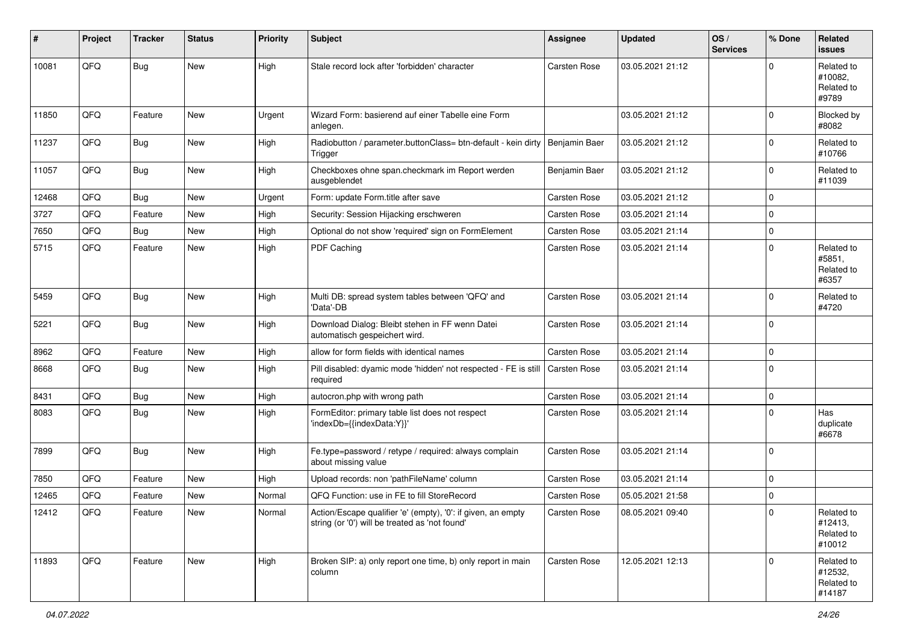| # | Project | Tracker | Status | Priority | Subject | Assignee | Updated | OS / Services | % Done | Related issues |
|---|---|---|---|---|---|---|---|---|---|---|
| 10081 | QFQ | Bug | New | High | Stale record lock after 'forbidden' character | Carsten Rose | 03.05.2021 21:12 | | 0 | Related to #10082, Related to #9789 |
| 11850 | QFQ | Feature | New | Urgent | Wizard Form: basierend auf einer Tabelle eine Form anlegen. | | 03.05.2021 21:12 | | 0 | Blocked by #8082 |
| 11237 | QFQ | Bug | New | High | Radiobutton / parameter.buttonClass= btn-default - kein dirty Trigger | Benjamin Baer | 03.05.2021 21:12 | | 0 | Related to #10766 |
| 11057 | QFQ | Bug | New | High | Checkboxes ohne span.checkmark im Report werden ausgeblendet | Benjamin Baer | 03.05.2021 21:12 | | 0 | Related to #11039 |
| 12468 | QFQ | Bug | New | Urgent | Form: update Form.title after save | Carsten Rose | 03.05.2021 21:12 | | 0 | |
| 3727 | QFQ | Feature | New | High | Security: Session Hijacking erschweren | Carsten Rose | 03.05.2021 21:14 | | 0 | |
| 7650 | QFQ | Bug | New | High | Optional do not show 'required' sign on FormElement | Carsten Rose | 03.05.2021 21:14 | | 0 | |
| 5715 | QFQ | Feature | New | High | PDF Caching | Carsten Rose | 03.05.2021 21:14 | | 0 | Related to #5851, Related to #6357 |
| 5459 | QFQ | Bug | New | High | Multi DB: spread system tables between 'QFQ' and 'Data'-DB | Carsten Rose | 03.05.2021 21:14 | | 0 | Related to #4720 |
| 5221 | QFQ | Bug | New | High | Download Dialog: Bleibt stehen in FF wenn Datei automatisch gespeichert wird. | Carsten Rose | 03.05.2021 21:14 | | 0 | |
| 8962 | QFQ | Feature | New | High | allow for form fields with identical names | Carsten Rose | 03.05.2021 21:14 | | 0 | |
| 8668 | QFQ | Bug | New | High | Pill disabled: dyamic mode 'hidden' not respected - FE is still required | Carsten Rose | 03.05.2021 21:14 | | 0 | |
| 8431 | QFQ | Bug | New | High | autocron.php with wrong path | Carsten Rose | 03.05.2021 21:14 | | 0 | |
| 8083 | QFQ | Bug | New | High | FormEditor: primary table list does not respect 'indexDb={{indexData:Y}}' | Carsten Rose | 03.05.2021 21:14 | | 0 | Has duplicate #6678 |
| 7899 | QFQ | Bug | New | High | Fe.type=password / retype / required: always complain about missing value | Carsten Rose | 03.05.2021 21:14 | | 0 | |
| 7850 | QFQ | Feature | New | High | Upload records: non 'pathFileName' column | Carsten Rose | 03.05.2021 21:14 | | 0 | |
| 12465 | QFQ | Feature | New | Normal | QFQ Function: use in FE to fill StoreRecord | Carsten Rose | 05.05.2021 21:58 | | 0 | |
| 12412 | QFQ | Feature | New | Normal | Action/Escape qualifier 'e' (empty), '0': if given, an empty string (or '0') will be treated as 'not found' | Carsten Rose | 08.05.2021 09:40 | | 0 | Related to #12413, Related to #10012 |
| 11893 | QFQ | Feature | New | High | Broken SIP: a) only report one time, b) only report in main column | Carsten Rose | 12.05.2021 12:13 | | 0 | Related to #12532, Related to #14187 |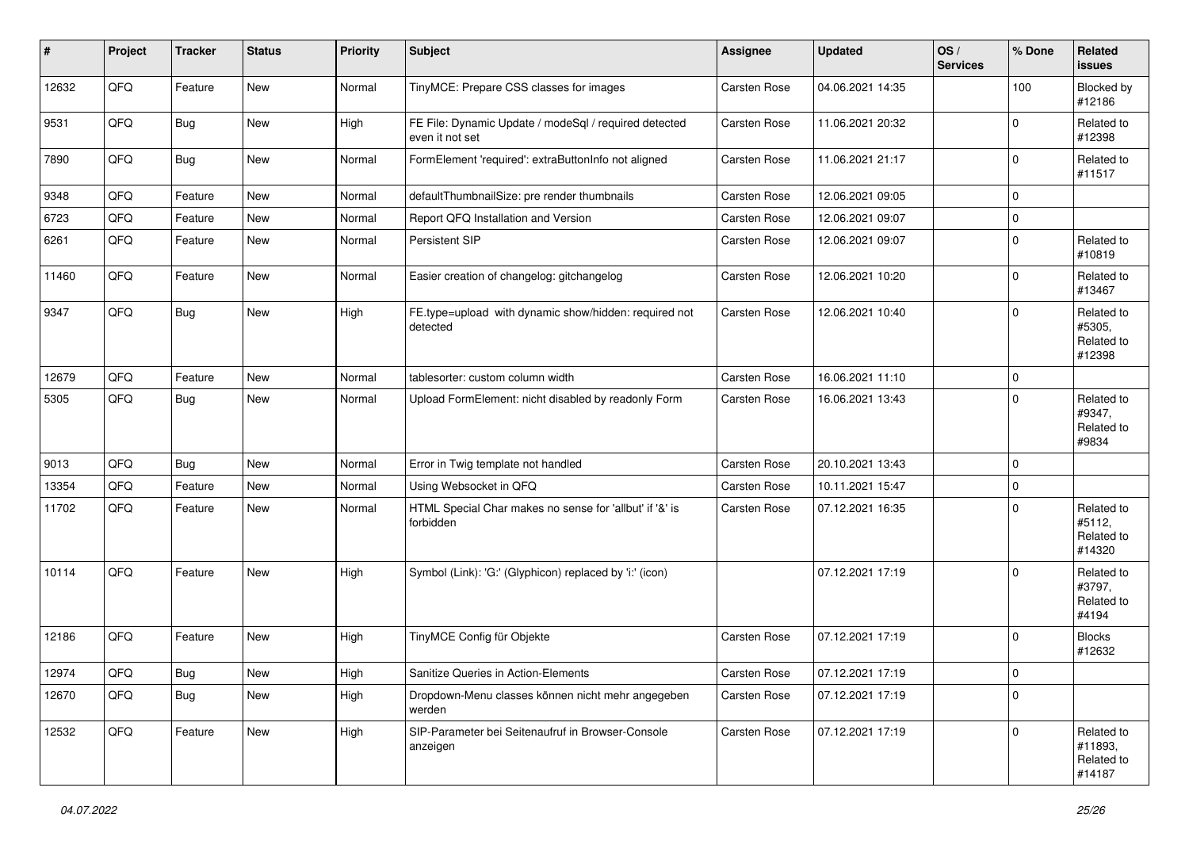| # | Project | Tracker | Status | Priority | Subject | Assignee | Updated | OS / Services | % Done | Related issues |
|---|---|---|---|---|---|---|---|---|---|---|
| 12632 | QFQ | Feature | New | Normal | TinyMCE: Prepare CSS classes for images | Carsten Rose | 04.06.2021 14:35 | | 100 | Blocked by #12186 |
| 9531 | QFQ | Bug | New | High | FE File: Dynamic Update / modeSql / required detected even it not set | Carsten Rose | 11.06.2021 20:32 | | 0 | Related to #12398 |
| 7890 | QFQ | Bug | New | Normal | FormElement 'required': extraButtonInfo not aligned | Carsten Rose | 11.06.2021 21:17 | | 0 | Related to #11517 |
| 9348 | QFQ | Feature | New | Normal | defaultThumbnailSize: pre render thumbnails | Carsten Rose | 12.06.2021 09:05 | | 0 | |
| 6723 | QFQ | Feature | New | Normal | Report QFQ Installation and Version | Carsten Rose | 12.06.2021 09:07 | | 0 | |
| 6261 | QFQ | Feature | New | Normal | Persistent SIP | Carsten Rose | 12.06.2021 09:07 | | 0 | Related to #10819 |
| 11460 | QFQ | Feature | New | Normal | Easier creation of changelog: gitchangelog | Carsten Rose | 12.06.2021 10:20 | | 0 | Related to #13467 |
| 9347 | QFQ | Bug | New | High | FE.type=upload with dynamic show/hidden: required not detected | Carsten Rose | 12.06.2021 10:40 | | 0 | Related to #5305, Related to #12398 |
| 12679 | QFQ | Feature | New | Normal | tablesorter: custom column width | Carsten Rose | 16.06.2021 11:10 | | 0 | |
| 5305 | QFQ | Bug | New | Normal | Upload FormElement: nicht disabled by readonly Form | Carsten Rose | 16.06.2021 13:43 | | 0 | Related to #9347, Related to #9834 |
| 9013 | QFQ | Bug | New | Normal | Error in Twig template not handled | Carsten Rose | 20.10.2021 13:43 | | 0 | |
| 13354 | QFQ | Feature | New | Normal | Using Websocket in QFQ | Carsten Rose | 10.11.2021 15:47 | | 0 | |
| 11702 | QFQ | Feature | New | Normal | HTML Special Char makes no sense for 'allbut' if '&' is forbidden | Carsten Rose | 07.12.2021 16:35 | | 0 | Related to #5112, Related to #14320 |
| 10114 | QFQ | Feature | New | High | Symbol (Link): 'G:' (Glyphicon) replaced by 'i:' (icon) | | 07.12.2021 17:19 | | 0 | Related to #3797, Related to #4194 |
| 12186 | QFQ | Feature | New | High | TinyMCE Config für Objekte | Carsten Rose | 07.12.2021 17:19 | | 0 | Blocks #12632 |
| 12974 | QFQ | Bug | New | High | Sanitize Queries in Action-Elements | Carsten Rose | 07.12.2021 17:19 | | 0 | |
| 12670 | QFQ | Bug | New | High | Dropdown-Menu classes können nicht mehr angegeben werden | Carsten Rose | 07.12.2021 17:19 | | 0 | |
| 12532 | QFQ | Feature | New | High | SIP-Parameter bei Seitenaufruf in Browser-Console anzeigen | Carsten Rose | 07.12.2021 17:19 | | 0 | Related to #11893, Related to #14187 |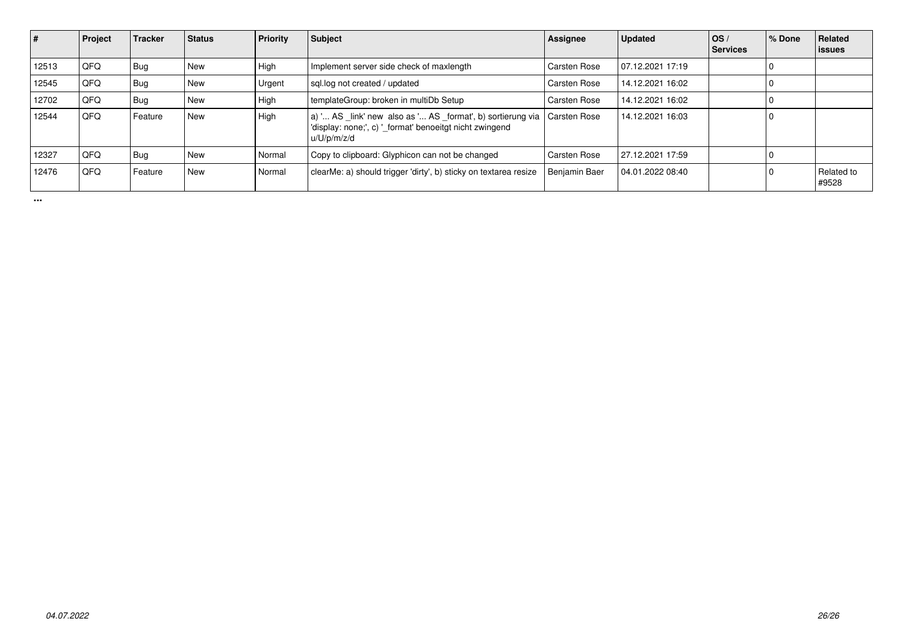| # | Project | Tracker | Status | Priority | Subject | Assignee | Updated | OS / Services | % Done | Related issues |
|---|---|---|---|---|---|---|---|---|---|---|
| 12513 | QFQ | Bug | New | High | Implement server side check of maxlength | Carsten Rose | 07.12.2021 17:19 | | 0 | |
| 12545 | QFQ | Bug | New | Urgent | sql.log not created / updated | Carsten Rose | 14.12.2021 16:02 | | 0 | |
| 12702 | QFQ | Bug | New | High | templateGroup: broken in multiDb Setup | Carsten Rose | 14.12.2021 16:02 | | 0 | |
| 12544 | QFQ | Feature | New | High | a) '... AS _link' new also as '... AS _format', b) sortierung via 'display: none;', c) '_format' benoeitgt nicht zwingend u/U/p/m/z/d | Carsten Rose | 14.12.2021 16:03 | | 0 | |
| 12327 | QFQ | Bug | New | Normal | Copy to clipboard: Glyphicon can not be changed | Carsten Rose | 27.12.2021 17:59 | | 0 | |
| 12476 | QFQ | Feature | New | Normal | clearMe: a) should trigger 'dirty', b) sticky on textarea resize | Benjamin Baer | 04.01.2022 08:40 | | 0 | Related to #9528 |

...